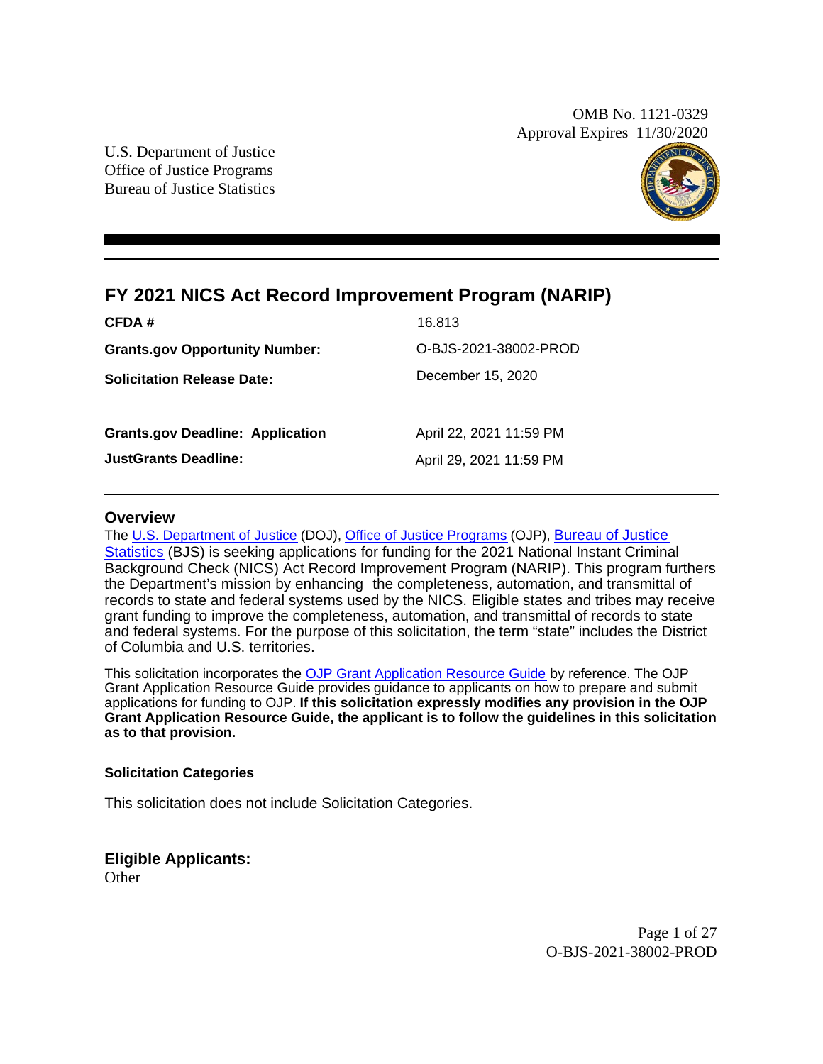OMB No. 1121-0329
Approval Expires 11/30/2020

U.S. Department of Justice
Office of Justice Programs
Bureau of Justice Statistics

# FY 2021 NICS Act Record Improvement Program (NARIP)

| | |
|---|---|
| **CFDA #** | 16.813 |
| **Grants.gov Opportunity Number:** | O-BJS-2021-38002-PROD |
| **Solicitation Release Date:** | December 15, 2020 |
| **Grants.gov Deadline: Application** | April 22, 2021 11:59 PM |
| **JustGrants Deadline:** | April 29, 2021 11:59 PM |

## Overview

The U.S. Department of Justice (DOJ), Office of Justice Programs (OJP), Bureau of Justice Statistics (BJS) is seeking applications for funding for the 2021 National Instant Criminal Background Check (NICS) Act Record Improvement Program (NARIP). This program furthers the Department's mission by enhancing the completeness, automation, and transmittal of records to state and federal systems used by the NICS. Eligible states and tribes may receive grant funding to improve the completeness, automation, and transmittal of records to state and federal systems. For the purpose of this solicitation, the term "state" includes the District of Columbia and U.S. territories.

This solicitation incorporates the OJP Grant Application Resource Guide by reference. The OJP Grant Application Resource Guide provides guidance to applicants on how to prepare and submit applications for funding to OJP. **If this solicitation expressly modifies any provision in the OJP Grant Application Resource Guide, the applicant is to follow the guidelines in this solicitation as to that provision.**

### Solicitation Categories

This solicitation does not include Solicitation Categories.

## Eligible Applicants:

Other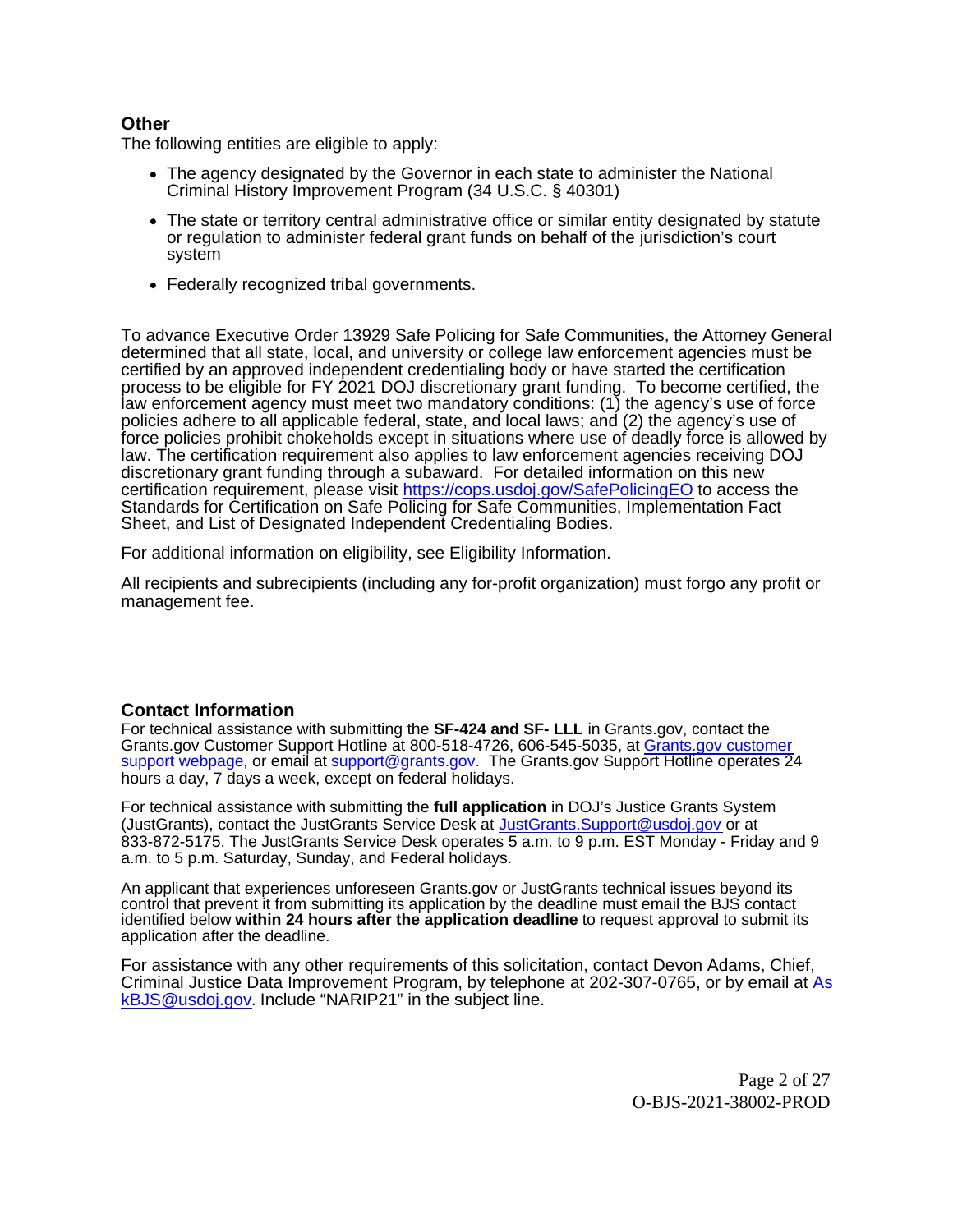## Other

The following entities are eligible to apply:

- The agency designated by the Governor in each state to administer the National Criminal History Improvement Program (34 U.S.C. § 40301)
- The state or territory central administrative office or similar entity designated by statute or regulation to administer federal grant funds on behalf of the jurisdiction's court system
- Federally recognized tribal governments.

To advance Executive Order 13929 Safe Policing for Safe Communities, the Attorney General determined that all state, local, and university or college law enforcement agencies must be certified by an approved independent credentialing body or have started the certification process to be eligible for FY 2021 DOJ discretionary grant funding. To become certified, the law enforcement agency must meet two mandatory conditions: (1) the agency's use of force policies adhere to all applicable federal, state, and local laws; and (2) the agency's use of force policies prohibit chokeholds except in situations where use of deadly force is allowed by law. The certification requirement also applies to law enforcement agencies receiving DOJ discretionary grant funding through a subaward. For detailed information on this new certification requirement, please visit https://cops.usdoj.gov/SafePolicingEO to access the Standards for Certification on Safe Policing for Safe Communities, Implementation Fact Sheet, and List of Designated Independent Credentialing Bodies.

For additional information on eligibility, see Eligibility Information.

All recipients and subrecipients (including any for-profit organization) must forgo any profit or management fee.

## Contact Information

For technical assistance with submitting the **SF-424 and SF- LLL** in Grants.gov, contact the Grants.gov Customer Support Hotline at 800-518-4726, 606-545-5035, at Grants.gov customer support webpage, or email at support@grants.gov. The Grants.gov Support Hotline operates 24 hours a day, 7 days a week, except on federal holidays.

For technical assistance with submitting the **full application** in DOJ's Justice Grants System (JustGrants), contact the JustGrants Service Desk at JustGrants.Support@usdoj.gov or at 833-872-5175. The JustGrants Service Desk operates 5 a.m. to 9 p.m. EST Monday - Friday and 9 a.m. to 5 p.m. Saturday, Sunday, and Federal holidays.

An applicant that experiences unforeseen Grants.gov or JustGrants technical issues beyond its control that prevent it from submitting its application by the deadline must email the BJS contact identified below **within 24 hours after the application deadline** to request approval to submit its application after the deadline.

For assistance with any other requirements of this solicitation, contact Devon Adams, Chief, Criminal Justice Data Improvement Program, by telephone at 202-307-0765, or by email at AskBJS@usdoj.gov. Include "NARIP21" in the subject line.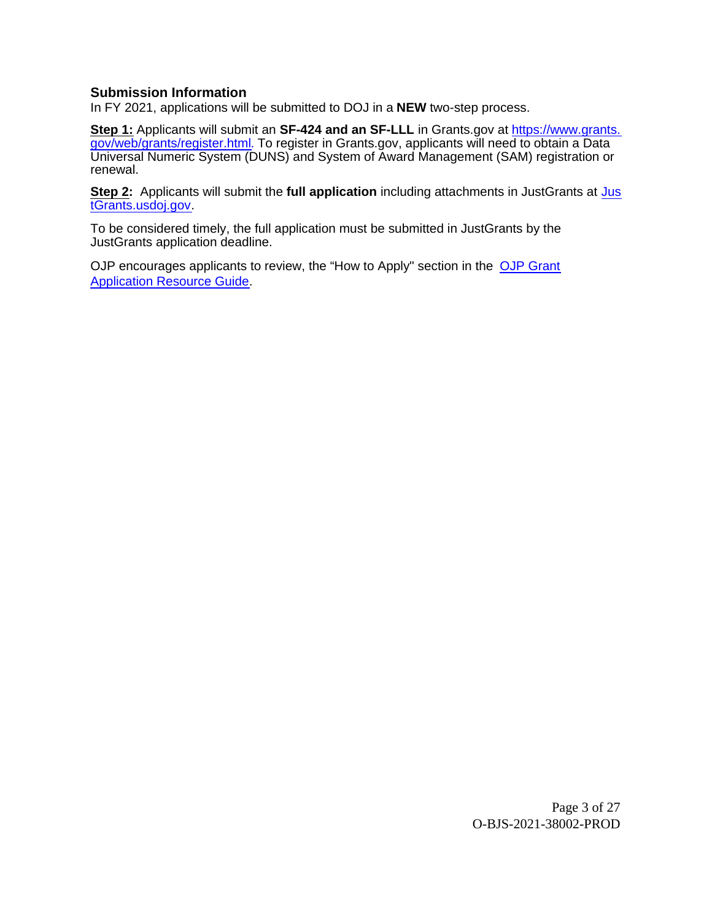### Submission Information

In FY 2021, applications will be submitted to DOJ in a **NEW** two-step process.

**Step 1:** Applicants will submit an **SF-424 and an SF-LLL** in Grants.gov at [https://www.grants.gov/web/grants/register.html](https://www.grants.gov/web/grants/register.html). To register in Grants.gov, applicants will need to obtain a Data Universal Numeric System (DUNS) and System of Award Management (SAM) registration or renewal.

**Step 2:** Applicants will submit the **full application** including attachments in JustGrants at [JustGrants.usdoj.gov](https://JustGrants.usdoj.gov).

To be considered timely, the full application must be submitted in JustGrants by the JustGrants application deadline.

OJP encourages applicants to review, the "How to Apply" section in the [OJP Grant Application Resource Guide](#).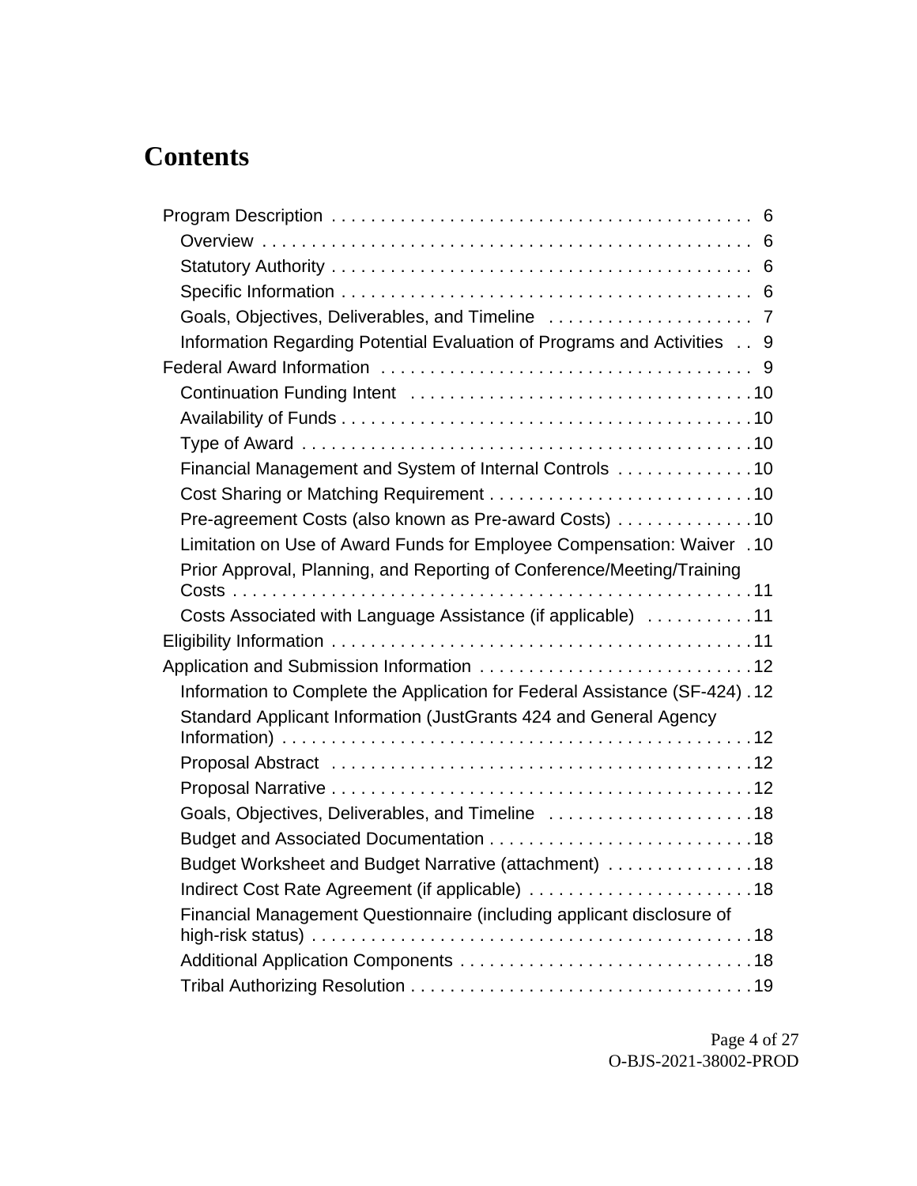# Contents

- Program Description . . . . . . . . . . . . . . . . . . . . . . . . . . . . . . . . . . . . . . . . . . 6
  - Overview . . . . . . . . . . . . . . . . . . . . . . . . . . . . . . . . . . . . . . . . . . . . . . . 6
  - Statutory Authority . . . . . . . . . . . . . . . . . . . . . . . . . . . . . . . . . . . . . . . . . 6
  - Specific Information . . . . . . . . . . . . . . . . . . . . . . . . . . . . . . . . . . . . . . . . 6
  - Goals, Objectives, Deliverables, and Timeline . . . . . . . . . . . . . . . . . . . . . 7
  - Information Regarding Potential Evaluation of Programs and Activities . . 9
- Federal Award Information . . . . . . . . . . . . . . . . . . . . . . . . . . . . . . . . . . . . 9
  - Continuation Funding Intent . . . . . . . . . . . . . . . . . . . . . . . . . . . . . . . . . . 10
  - Availability of Funds . . . . . . . . . . . . . . . . . . . . . . . . . . . . . . . . . . . . . . . . 10
  - Type of Award . . . . . . . . . . . . . . . . . . . . . . . . . . . . . . . . . . . . . . . . . . . . 10
  - Financial Management and System of Internal Controls . . . . . . . . . . . . . 10
  - Cost Sharing or Matching Requirement . . . . . . . . . . . . . . . . . . . . . . . . . . 10
  - Pre-agreement Costs (also known as Pre-award Costs) . . . . . . . . . . . . . 10
  - Limitation on Use of Award Funds for Employee Compensation: Waiver . 10
  - Prior Approval, Planning, and Reporting of Conference/Meeting/Training Costs . . . . . . . . . . . . . . . . . . . . . . . . . . . . . . . . . . . . . . . . . . . . . . . . . . . 11
  - Costs Associated with Language Assistance (if applicable) . . . . . . . . . . . 11
- Eligibility Information . . . . . . . . . . . . . . . . . . . . . . . . . . . . . . . . . . . . . . . . 11
- Application and Submission Information . . . . . . . . . . . . . . . . . . . . . . . . . . 12
  - Information to Complete the Application for Federal Assistance (SF-424) . 12
  - Standard Applicant Information (JustGrants 424 and General Agency Information) . . . . . . . . . . . . . . . . . . . . . . . . . . . . . . . . . . . . . . . . . . . . . . . 12
  - Proposal Abstract . . . . . . . . . . . . . . . . . . . . . . . . . . . . . . . . . . . . . . . . . . 12
  - Proposal Narrative . . . . . . . . . . . . . . . . . . . . . . . . . . . . . . . . . . . . . . . . . . 12
  - Goals, Objectives, Deliverables, and Timeline . . . . . . . . . . . . . . . . . . . . . 18
  - Budget and Associated Documentation . . . . . . . . . . . . . . . . . . . . . . . . . . 18
  - Budget Worksheet and Budget Narrative (attachment) . . . . . . . . . . . . . . . 18
  - Indirect Cost Rate Agreement (if applicable) . . . . . . . . . . . . . . . . . . . . . . . 18
  - Financial Management Questionnaire (including applicant disclosure of high-risk status) . . . . . . . . . . . . . . . . . . . . . . . . . . . . . . . . . . . . . . . . . . . . 18
  - Additional Application Components . . . . . . . . . . . . . . . . . . . . . . . . . . . . . 18
  - Tribal Authorizing Resolution . . . . . . . . . . . . . . . . . . . . . . . . . . . . . . . . . . 19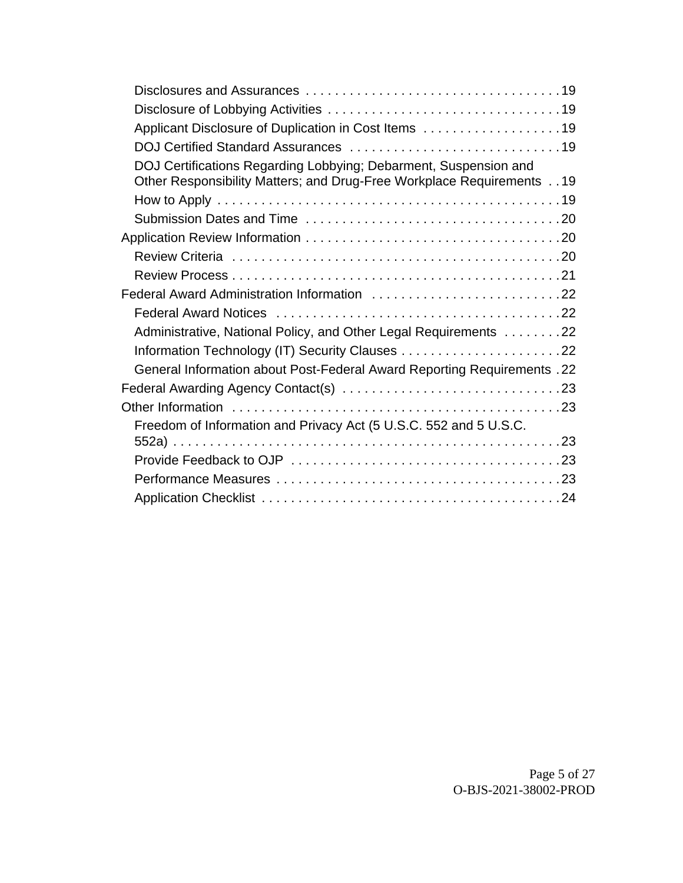- Disclosures and Assurances . . . . . . . . . . . . . . . . . . . . . . . . . . . . . . . . . . 19
- Disclosure of Lobbying Activities . . . . . . . . . . . . . . . . . . . . . . . . . . . . . . . 19
- Applicant Disclosure of Duplication in Cost Items . . . . . . . . . . . . . . . . . . . 19
- DOJ Certified Standard Assurances . . . . . . . . . . . . . . . . . . . . . . . . . . . . 19
- DOJ Certifications Regarding Lobbying; Debarment, Suspension and Other Responsibility Matters; and Drug-Free Workplace Requirements . . 19
- How to Apply . . . . . . . . . . . . . . . . . . . . . . . . . . . . . . . . . . . . . . . . . . . . . 19
- Submission Dates and Time . . . . . . . . . . . . . . . . . . . . . . . . . . . . . . . . . . 20

Application Review Information . . . . . . . . . . . . . . . . . . . . . . . . . . . . . . . . . . 20

- Review Criteria . . . . . . . . . . . . . . . . . . . . . . . . . . . . . . . . . . . . . . . . . . . . 20
- Review Process . . . . . . . . . . . . . . . . . . . . . . . . . . . . . . . . . . . . . . . . . . . . 21

Federal Award Administration Information . . . . . . . . . . . . . . . . . . . . . . . . . . 22

- Federal Award Notices . . . . . . . . . . . . . . . . . . . . . . . . . . . . . . . . . . . . . . 22
- Administrative, National Policy, and Other Legal Requirements . . . . . . . . 22
- Information Technology (IT) Security Clauses . . . . . . . . . . . . . . . . . . . . . . 22
- General Information about Post-Federal Award Reporting Requirements . 22

Federal Awarding Agency Contact(s) . . . . . . . . . . . . . . . . . . . . . . . . . . . . . . 23

Other Information . . . . . . . . . . . . . . . . . . . . . . . . . . . . . . . . . . . . . . . . . . . . . 23

- Freedom of Information and Privacy Act (5 U.S.C. 552 and 5 U.S.C. 552a) . . . . . . . . . . . . . . . . . . . . . . . . . . . . . . . . . . . . . . . . . . . . . . . . . . . 23
- Provide Feedback to OJP . . . . . . . . . . . . . . . . . . . . . . . . . . . . . . . . . . . . . 23
- Performance Measures . . . . . . . . . . . . . . . . . . . . . . . . . . . . . . . . . . . . . . . 23
- Application Checklist . . . . . . . . . . . . . . . . . . . . . . . . . . . . . . . . . . . . . . . . . 24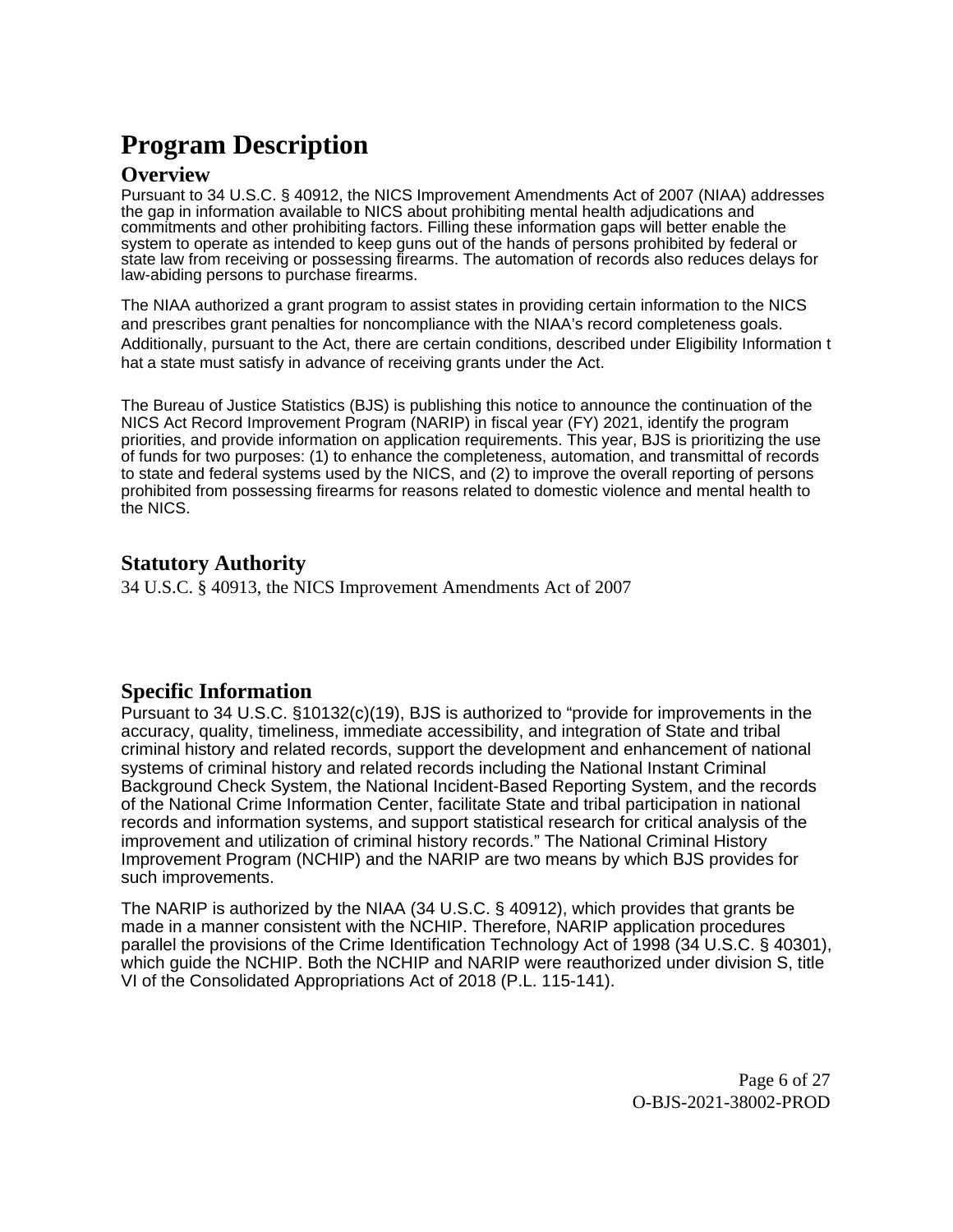# Program Description

## Overview

Pursuant to 34 U.S.C. § 40912, the NICS Improvement Amendments Act of 2007 (NIAA) addresses the gap in information available to NICS about prohibiting mental health adjudications and commitments and other prohibiting factors. Filling these information gaps will better enable the system to operate as intended to keep guns out of the hands of persons prohibited by federal or state law from receiving or possessing firearms. The automation of records also reduces delays for law-abiding persons to purchase firearms.

The NIAA authorized a grant program to assist states in providing certain information to the NICS and prescribes grant penalties for noncompliance with the NIAA's record completeness goals. Additionally, pursuant to the Act, there are certain conditions, described under Eligibility Information that a state must satisfy in advance of receiving grants under the Act.

The Bureau of Justice Statistics (BJS) is publishing this notice to announce the continuation of the NICS Act Record Improvement Program (NARIP) in fiscal year (FY) 2021, identify the program priorities, and provide information on application requirements. This year, BJS is prioritizing the use of funds for two purposes: (1) to enhance the completeness, automation, and transmittal of records to state and federal systems used by the NICS, and (2) to improve the overall reporting of persons prohibited from possessing firearms for reasons related to domestic violence and mental health to the NICS.

## Statutory Authority

34 U.S.C. § 40913, the NICS Improvement Amendments Act of 2007

## Specific Information

Pursuant to 34 U.S.C. §10132(c)(19), BJS is authorized to "provide for improvements in the accuracy, quality, timeliness, immediate accessibility, and integration of State and tribal criminal history and related records, support the development and enhancement of national systems of criminal history and related records including the National Instant Criminal Background Check System, the National Incident-Based Reporting System, and the records of the National Crime Information Center, facilitate State and tribal participation in national records and information systems, and support statistical research for critical analysis of the improvement and utilization of criminal history records." The National Criminal History Improvement Program (NCHIP) and the NARIP are two means by which BJS provides for such improvements.

The NARIP is authorized by the NIAA (34 U.S.C. § 40912), which provides that grants be made in a manner consistent with the NCHIP. Therefore, NARIP application procedures parallel the provisions of the Crime Identification Technology Act of 1998 (34 U.S.C. § 40301), which guide the NCHIP. Both the NCHIP and NARIP were reauthorized under division S, title VI of the Consolidated Appropriations Act of 2018 (P.L. 115-141).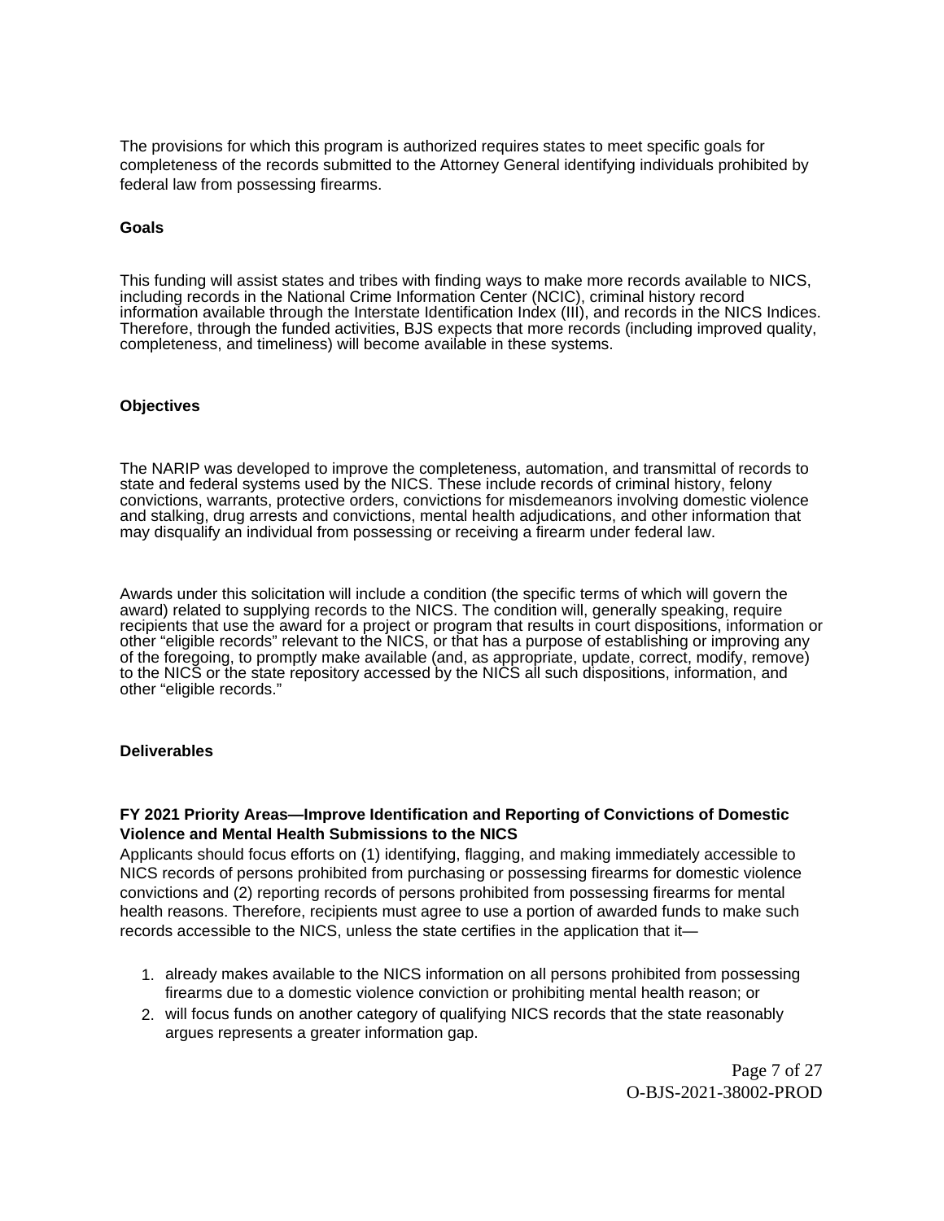The provisions for which this program is authorized requires states to meet specific goals for completeness of the records submitted to the Attorney General identifying individuals prohibited by federal law from possessing firearms.

**Goals**

This funding will assist states and tribes with finding ways to make more records available to NICS, including records in the National Crime Information Center (NCIC), criminal history record information available through the Interstate Identification Index (III), and records in the NICS Indices. Therefore, through the funded activities, BJS expects that more records (including improved quality, completeness, and timeliness) will become available in these systems.

**Objectives**

The NARIP was developed to improve the completeness, automation, and transmittal of records to state and federal systems used by the NICS. These include records of criminal history, felony convictions, warrants, protective orders, convictions for misdemeanors involving domestic violence and stalking, drug arrests and convictions, mental health adjudications, and other information that may disqualify an individual from possessing or receiving a firearm under federal law.

Awards under this solicitation will include a condition (the specific terms of which will govern the award) related to supplying records to the NICS. The condition will, generally speaking, require recipients that use the award for a project or program that results in court dispositions, information or other "eligible records" relevant to the NICS, or that has a purpose of establishing or improving any of the foregoing, to promptly make available (and, as appropriate, update, correct, modify, remove) to the NICS or the state repository accessed by the NICS all such dispositions, information, and other "eligible records."

**Deliverables**

**FY 2021 Priority Areas—Improve Identification and Reporting of Convictions of Domestic Violence and Mental Health Submissions to the NICS**

Applicants should focus efforts on (1) identifying, flagging, and making immediately accessible to NICS records of persons prohibited from purchasing or possessing firearms for domestic violence convictions and (2) reporting records of persons prohibited from possessing firearms for mental health reasons. Therefore, recipients must agree to use a portion of awarded funds to make such records accessible to the NICS, unless the state certifies in the application that it—

1. already makes available to the NICS information on all persons prohibited from possessing firearms due to a domestic violence conviction or prohibiting mental health reason; or
2. will focus funds on another category of qualifying NICS records that the state reasonably argues represents a greater information gap.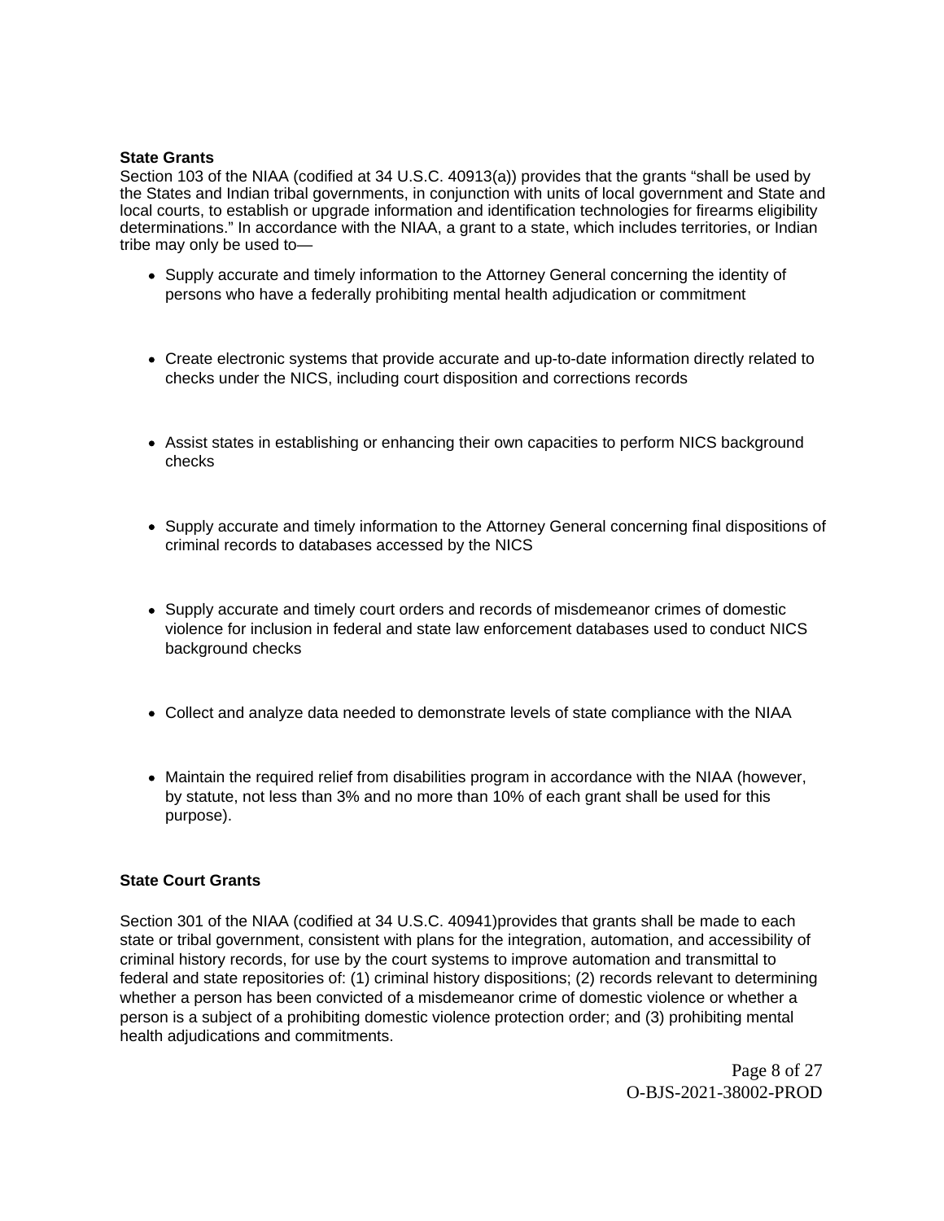**State Grants**

Section 103 of the NIAA (codified at 34 U.S.C. 40913(a)) provides that the grants "shall be used by the States and Indian tribal governments, in conjunction with units of local government and State and local courts, to establish or upgrade information and identification technologies for firearms eligibility determinations." In accordance with the NIAA, a grant to a state, which includes territories, or Indian tribe may only be used to—

- Supply accurate and timely information to the Attorney General concerning the identity of persons who have a federally prohibiting mental health adjudication or commitment
- Create electronic systems that provide accurate and up-to-date information directly related to checks under the NICS, including court disposition and corrections records
- Assist states in establishing or enhancing their own capacities to perform NICS background checks
- Supply accurate and timely information to the Attorney General concerning final dispositions of criminal records to databases accessed by the NICS
- Supply accurate and timely court orders and records of misdemeanor crimes of domestic violence for inclusion in federal and state law enforcement databases used to conduct NICS background checks
- Collect and analyze data needed to demonstrate levels of state compliance with the NIAA
- Maintain the required relief from disabilities program in accordance with the NIAA (however, by statute, not less than 3% and no more than 10% of each grant shall be used for this purpose).

**State Court Grants**

Section 301 of the NIAA (codified at 34 U.S.C. 40941)provides that grants shall be made to each state or tribal government, consistent with plans for the integration, automation, and accessibility of criminal history records, for use by the court systems to improve automation and transmittal to federal and state repositories of: (1) criminal history dispositions; (2) records relevant to determining whether a person has been convicted of a misdemeanor crime of domestic violence or whether a person is a subject of a prohibiting domestic violence protection order; and (3) prohibiting mental health adjudications and commitments.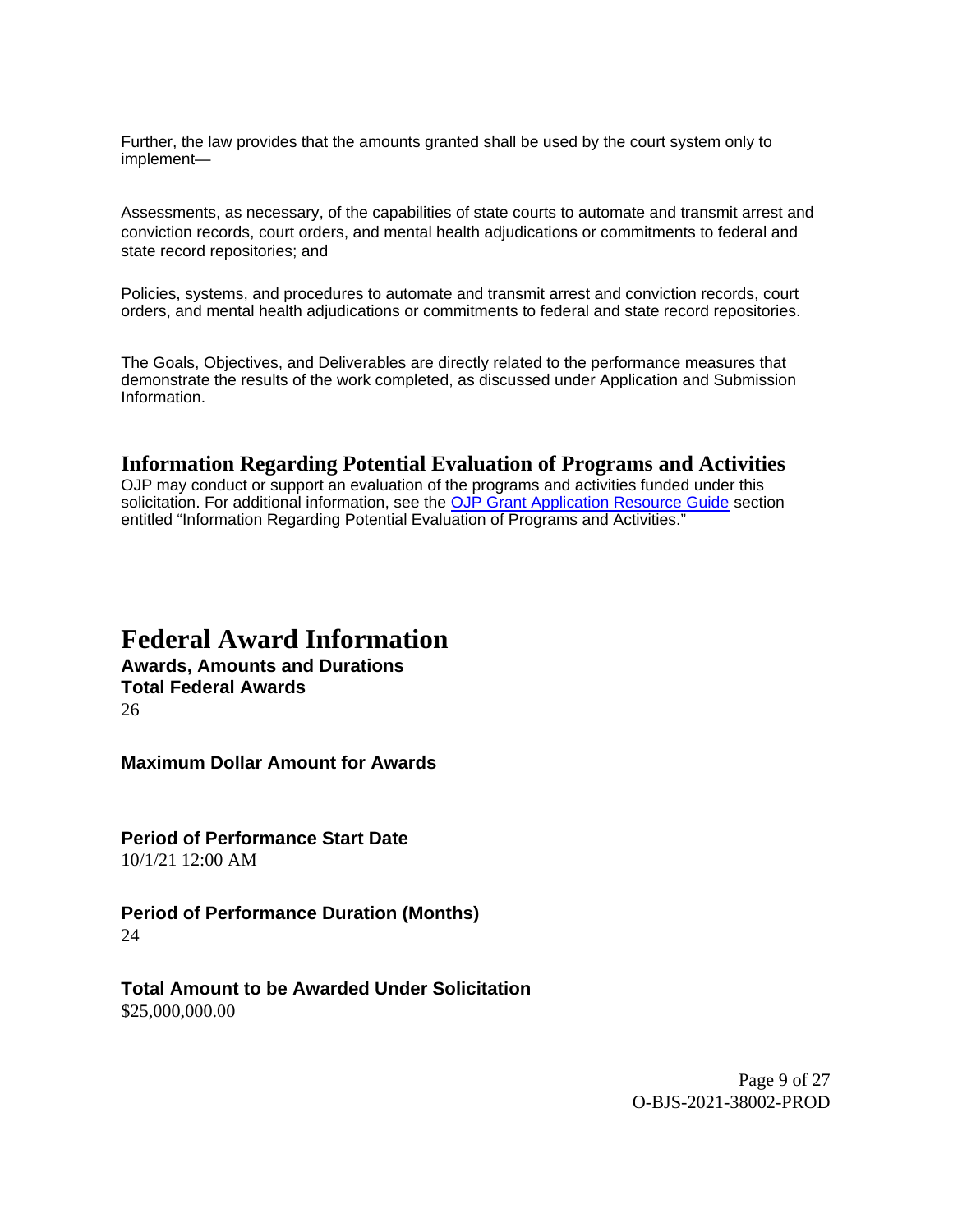Further, the law provides that the amounts granted shall be used by the court system only to implement—

Assessments, as necessary, of the capabilities of state courts to automate and transmit arrest and conviction records, court orders, and mental health adjudications or commitments to federal and state record repositories; and

Policies, systems, and procedures to automate and transmit arrest and conviction records, court orders, and mental health adjudications or commitments to federal and state record repositories.

The Goals, Objectives, and Deliverables are directly related to the performance measures that demonstrate the results of the work completed, as discussed under Application and Submission Information.

## Information Regarding Potential Evaluation of Programs and Activities

OJP may conduct or support an evaluation of the programs and activities funded under this solicitation. For additional information, see the [OJP Grant Application Resource Guide] section entitled "Information Regarding Potential Evaluation of Programs and Activities."

# Federal Award Information

**Awards, Amounts and Durations**

**Total Federal Awards**

26

**Maximum Dollar Amount for Awards**

**Period of Performance Start Date**

10/1/21 12:00 AM

**Period of Performance Duration (Months)**

24

**Total Amount to be Awarded Under Solicitation**

$25,000,000.00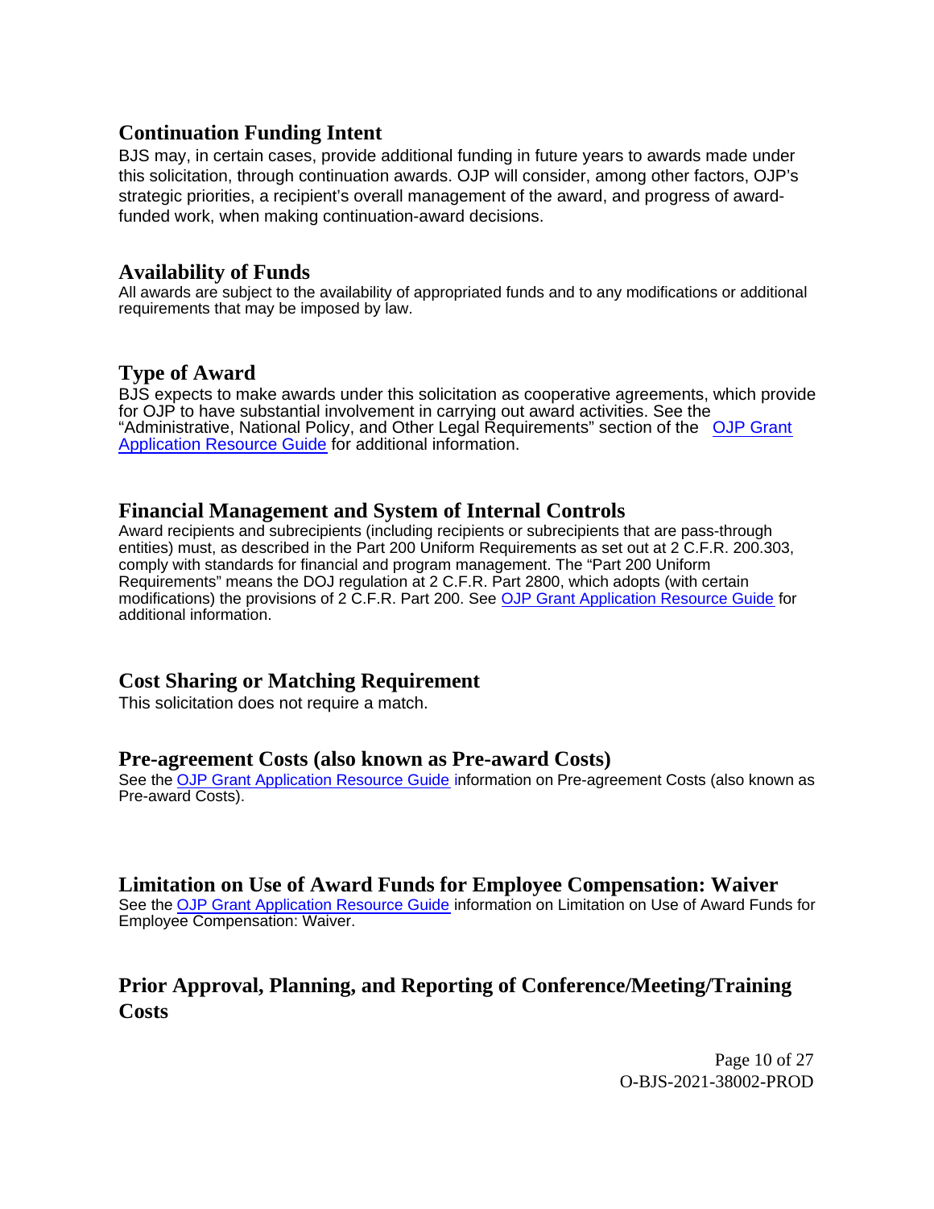## Continuation Funding Intent

BJS may, in certain cases, provide additional funding in future years to awards made under this solicitation, through continuation awards. OJP will consider, among other factors, OJP's strategic priorities, a recipient's overall management of the award, and progress of award-funded work, when making continuation-award decisions.

## Availability of Funds

All awards are subject to the availability of appropriated funds and to any modifications or additional requirements that may be imposed by law.

## Type of Award

BJS expects to make awards under this solicitation as cooperative agreements, which provide for OJP to have substantial involvement in carrying out award activities. See the "Administrative, National Policy, and Other Legal Requirements" section of the OJP Grant Application Resource Guide for additional information.

## Financial Management and System of Internal Controls

Award recipients and subrecipients (including recipients or subrecipients that are pass-through entities) must, as described in the Part 200 Uniform Requirements as set out at 2 C.F.R. 200.303, comply with standards for financial and program management. The "Part 200 Uniform Requirements" means the DOJ regulation at 2 C.F.R. Part 2800, which adopts (with certain modifications) the provisions of 2 C.F.R. Part 200. See OJP Grant Application Resource Guide for additional information.

## Cost Sharing or Matching Requirement

This solicitation does not require a match.

## Pre-agreement Costs (also known as Pre-award Costs)

See the OJP Grant Application Resource Guide information on Pre-agreement Costs (also known as Pre-award Costs).

## Limitation on Use of Award Funds for Employee Compensation: Waiver

See the OJP Grant Application Resource Guide information on Limitation on Use of Award Funds for Employee Compensation: Waiver.

## Prior Approval, Planning, and Reporting of Conference/Meeting/Training Costs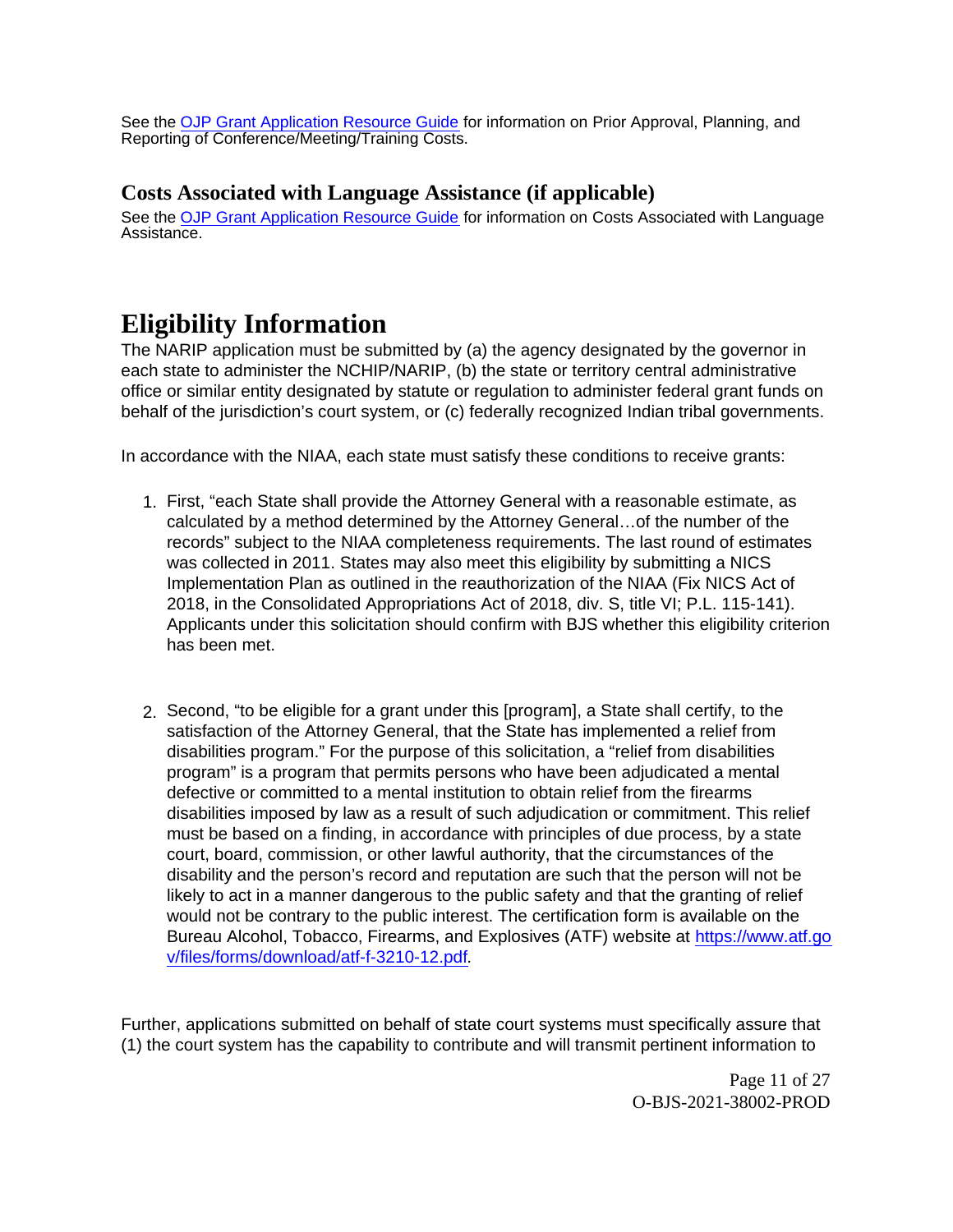See the [OJP Grant Application Resource Guide](#) for information on Prior Approval, Planning, and Reporting of Conference/Meeting/Training Costs.

### Costs Associated with Language Assistance (if applicable)

See the [OJP Grant Application Resource Guide](#) for information on Costs Associated with Language Assistance.

## Eligibility Information

The NARIP application must be submitted by (a) the agency designated by the governor in each state to administer the NCHIP/NARIP, (b) the state or territory central administrative office or similar entity designated by statute or regulation to administer federal grant funds on behalf of the jurisdiction's court system, or (c) federally recognized Indian tribal governments.

In accordance with the NIAA, each state must satisfy these conditions to receive grants:

1. First, "each State shall provide the Attorney General with a reasonable estimate, as calculated by a method determined by the Attorney General…of the number of the records" subject to the NIAA completeness requirements. The last round of estimates was collected in 2011. States may also meet this eligibility by submitting a NICS Implementation Plan as outlined in the reauthorization of the NIAA (Fix NICS Act of 2018, in the Consolidated Appropriations Act of 2018, div. S, title VI; P.L. 115-141). Applicants under this solicitation should confirm with BJS whether this eligibility criterion has been met.

2. Second, "to be eligible for a grant under this [program], a State shall certify, to the satisfaction of the Attorney General, that the State has implemented a relief from disabilities program." For the purpose of this solicitation, a "relief from disabilities program" is a program that permits persons who have been adjudicated a mental defective or committed to a mental institution to obtain relief from the firearms disabilities imposed by law as a result of such adjudication or commitment. This relief must be based on a finding, in accordance with principles of due process, by a state court, board, commission, or other lawful authority, that the circumstances of the disability and the person's record and reputation are such that the person will not be likely to act in a manner dangerous to the public safety and that the granting of relief would not be contrary to the public interest. The certification form is available on the Bureau Alcohol, Tobacco, Firearms, and Explosives (ATF) website at [https://www.atf.gov/files/forms/download/atf-f-3210-12.pdf](https://www.atf.gov/files/forms/download/atf-f-3210-12.pdf).

Further, applications submitted on behalf of state court systems must specifically assure that (1) the court system has the capability to contribute and will transmit pertinent information to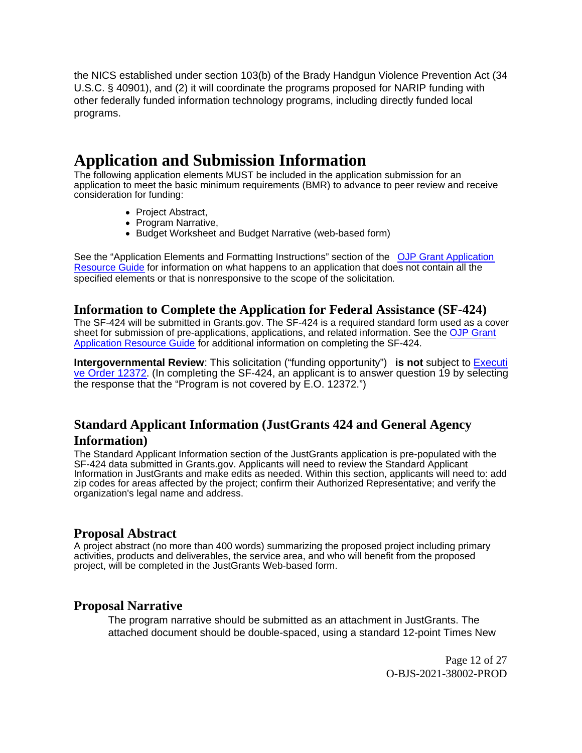the NICS established under section 103(b) of the Brady Handgun Violence Prevention Act (34 U.S.C. § 40901), and (2) it will coordinate the programs proposed for NARIP funding with other federally funded information technology programs, including directly funded local programs.

# Application and Submission Information

The following application elements MUST be included in the application submission for an application to meet the basic minimum requirements (BMR) to advance to peer review and receive consideration for funding:

- Project Abstract,
- Program Narrative,
- Budget Worksheet and Budget Narrative (web-based form)

See the "Application Elements and Formatting Instructions" section of the [OJP Grant Application Resource Guide](https://www.ojp.gov/funding/apply/ojp-grant-application-resource-guide) for information on what happens to an application that does not contain all the specified elements or that is nonresponsive to the scope of the solicitation.

## Information to Complete the Application for Federal Assistance (SF-424)

The SF-424 will be submitted in Grants.gov. The SF-424 is a required standard form used as a cover sheet for submission of pre-applications, applications, and related information. See the [OJP Grant Application Resource Guide](https://www.ojp.gov/funding/apply/ojp-grant-application-resource-guide) for additional information on completing the SF-424.

**Intergovernmental Review**: This solicitation ("funding opportunity") **is not** subject to [Executive Order 12372](https://www.archives.gov/federal-register/codification/executive-order/12372.html). (In completing the SF-424, an applicant is to answer question 19 by selecting the response that the "Program is not covered by E.O. 12372.")

## Standard Applicant Information (JustGrants 424 and General Agency Information)

The Standard Applicant Information section of the JustGrants application is pre-populated with the SF-424 data submitted in Grants.gov. Applicants will need to review the Standard Applicant Information in JustGrants and make edits as needed. Within this section, applicants will need to: add zip codes for areas affected by the project; confirm their Authorized Representative; and verify the organization's legal name and address.

## Proposal Abstract

A project abstract (no more than 400 words) summarizing the proposed project including primary activities, products and deliverables, the service area, and who will benefit from the proposed project, will be completed in the JustGrants Web-based form.

## Proposal Narrative

The program narrative should be submitted as an attachment in JustGrants. The attached document should be double-spaced, using a standard 12-point Times New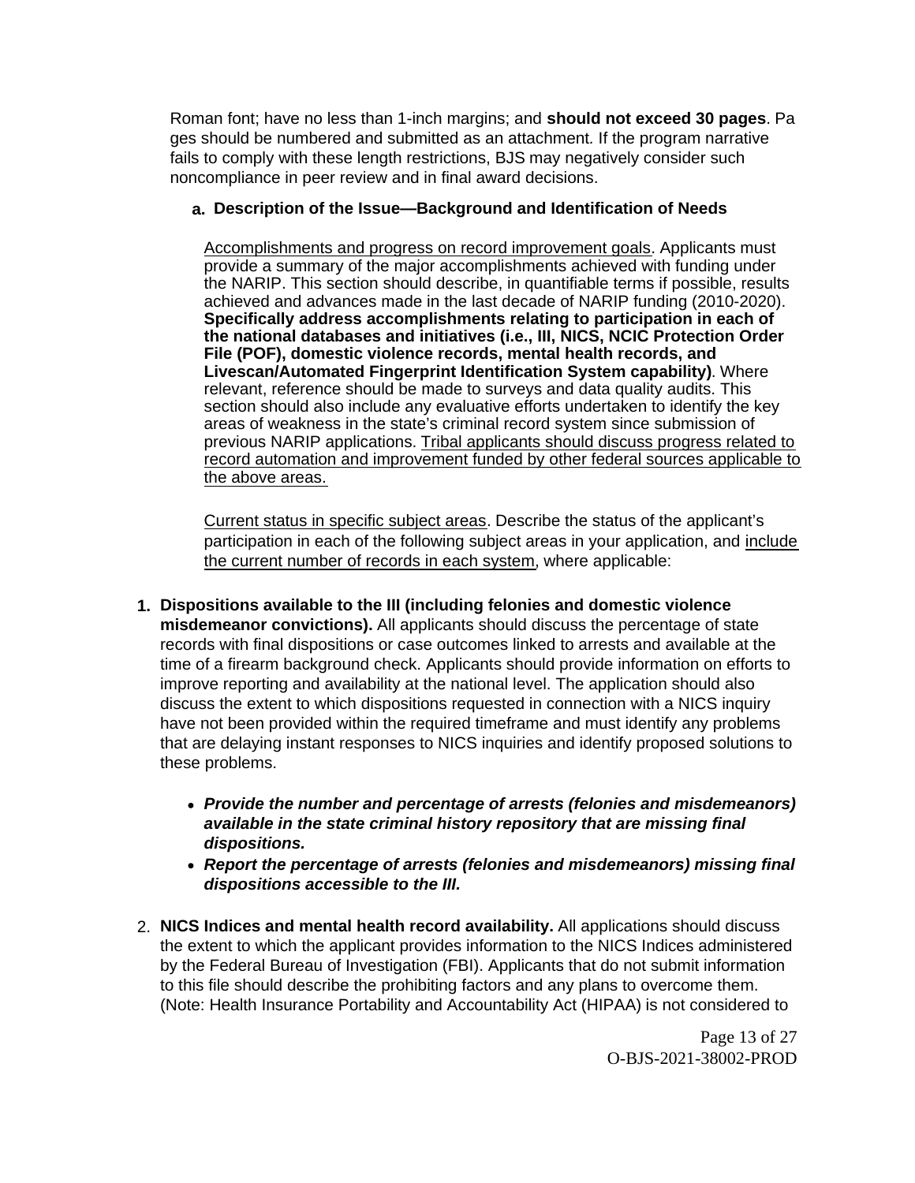Roman font; have no less than 1-inch margins; and **should not exceed 30 pages**. Pages should be numbered and submitted as an attachment. If the program narrative fails to comply with these length restrictions, BJS may negatively consider such noncompliance in peer review and in final award decisions.

**a. Description of the Issue—Background and Identification of Needs**

<u>Accomplishments and progress on record improvement goals</u>. Applicants must provide a summary of the major accomplishments achieved with funding under the NARIP. This section should describe, in quantifiable terms if possible, results achieved and advances made in the last decade of NARIP funding (2010-2020). **Specifically address accomplishments relating to participation in each of the national databases and initiatives (i.e., III, NICS, NCIC Protection Order File (POF), domestic violence records, mental health records, and Livescan/Automated Fingerprint Identification System capability)**. Where relevant, reference should be made to surveys and data quality audits. This section should also include any evaluative efforts undertaken to identify the key areas of weakness in the state's criminal record system since submission of previous NARIP applications. <u>Tribal applicants should discuss progress related to record automation and improvement funded by other federal sources applicable to the above areas.</u>

<u>Current status in specific subject areas</u>. Describe the status of the applicant's participation in each of the following subject areas in your application, and <u>include the current number of records in each system</u>, where applicable:

1. **Dispositions available to the III (including felonies and domestic violence misdemeanor convictions).** All applicants should discuss the percentage of state records with final dispositions or case outcomes linked to arrests and available at the time of a firearm background check. Applicants should provide information on efforts to improve reporting and availability at the national level. The application should also discuss the extent to which dispositions requested in connection with a NICS inquiry have not been provided within the required timeframe and must identify any problems that are delaying instant responses to NICS inquiries and identify proposed solutions to these problems.

    - ***Provide the number and percentage of arrests (felonies and misdemeanors) available in the state criminal history repository that are missing final dispositions.***
    - ***Report the percentage of arrests (felonies and misdemeanors) missing final dispositions accessible to the III.***

2. **NICS Indices and mental health record availability.** All applications should discuss the extent to which the applicant provides information to the NICS Indices administered by the Federal Bureau of Investigation (FBI). Applicants that do not submit information to this file should describe the prohibiting factors and any plans to overcome them. (Note: Health Insurance Portability and Accountability Act (HIPAA) is not considered to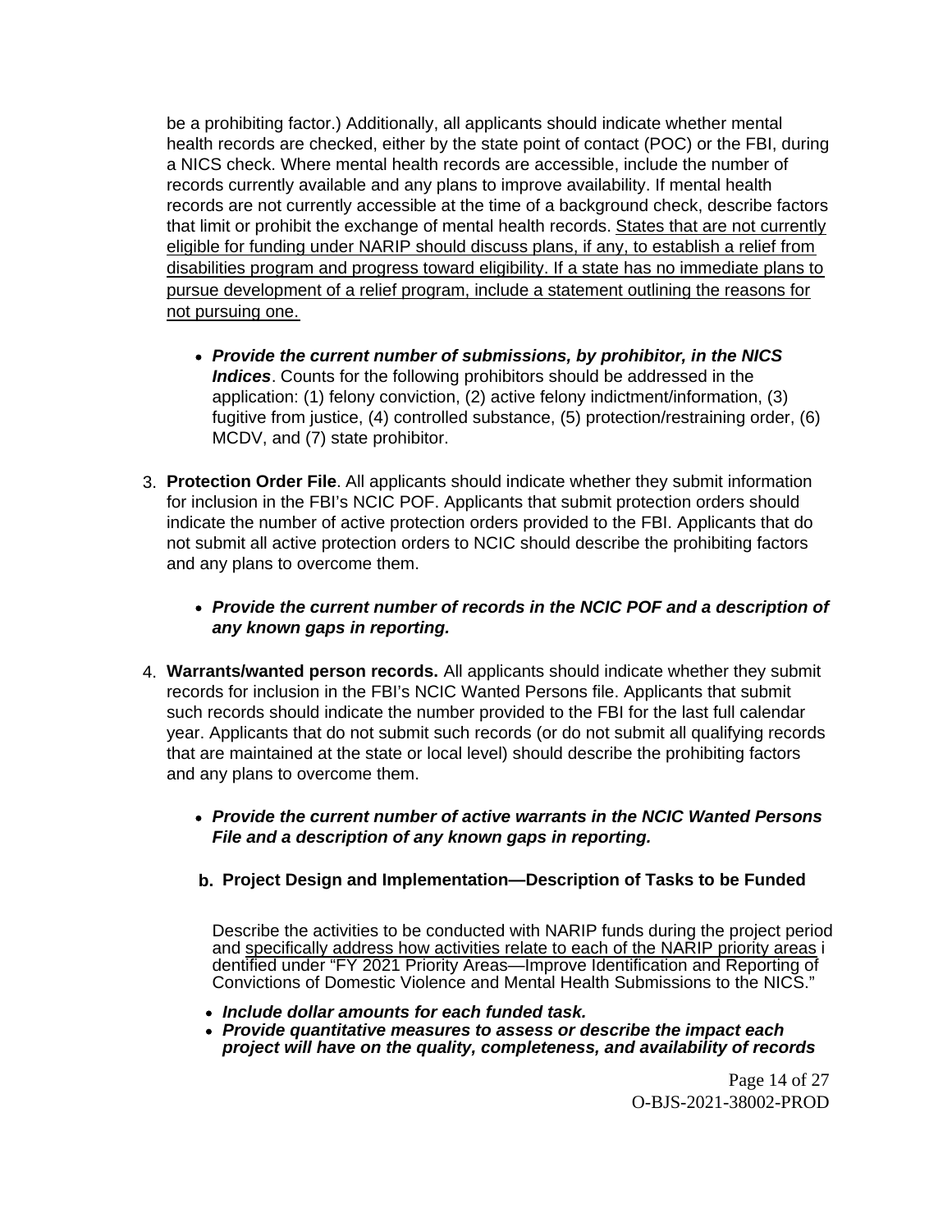be a prohibiting factor.) Additionally, all applicants should indicate whether mental health records are checked, either by the state point of contact (POC) or the FBI, during a NICS check. Where mental health records are accessible, include the number of records currently available and any plans to improve availability. If mental health records are not currently accessible at the time of a background check, describe factors that limit or prohibit the exchange of mental health records. <u>States that are not currently eligible for funding under NARIP should discuss plans, if any, to establish a relief from disabilities program and progress toward eligibility. If a state has no immediate plans to pursue development of a relief program, include a statement outlining the reasons for not pursuing one.</u>

- ***Provide the current number of submissions, by prohibitor, in the NICS Indices***. Counts for the following prohibitors should be addressed in the application: (1) felony conviction, (2) active felony indictment/information, (3) fugitive from justice, (4) controlled substance, (5) protection/restraining order, (6) MCDV, and (7) state prohibitor.

3. **Protection Order File**. All applicants should indicate whether they submit information for inclusion in the FBI's NCIC POF. Applicants that submit protection orders should indicate the number of active protection orders provided to the FBI. Applicants that do not submit all active protection orders to NCIC should describe the prohibiting factors and any plans to overcome them.

   - ***Provide the current number of records in the NCIC POF and a description of any known gaps in reporting.***

4. **Warrants/wanted person records.** All applicants should indicate whether they submit records for inclusion in the FBI's NCIC Wanted Persons file. Applicants that submit such records should indicate the number provided to the FBI for the last full calendar year. Applicants that do not submit such records (or do not submit all qualifying records that are maintained at the state or local level) should describe the prohibiting factors and any plans to overcome them.

   - ***Provide the current number of active warrants in the NCIC Wanted Persons File and a description of any known gaps in reporting.***

**b. Project Design and Implementation—Description of Tasks to be Funded**

Describe the activities to be conducted with NARIP funds during the project period and <u>specifically address how activities relate to each of the NARIP priority areas</u> identified under "FY 2021 Priority Areas—Improve Identification and Reporting of Convictions of Domestic Violence and Mental Health Submissions to the NICS."

- ***Include dollar amounts for each funded task.***
- ***Provide quantitative measures to assess or describe the impact each project will have on the quality, completeness, and availability of records***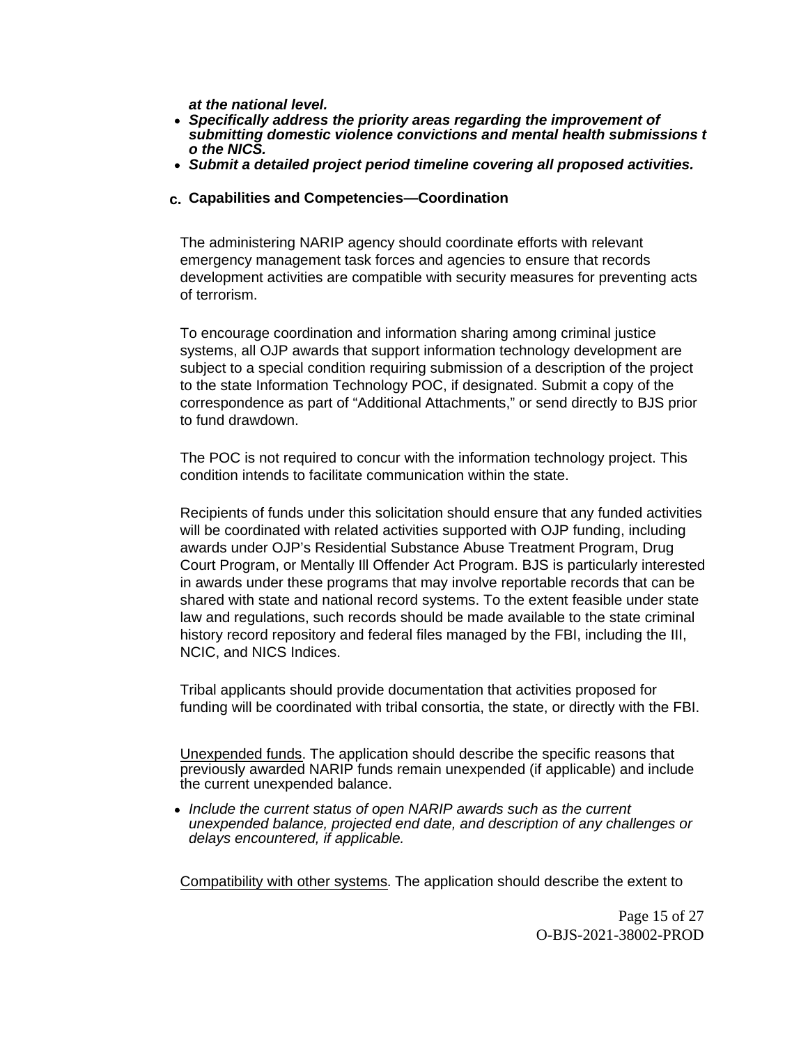***at the national level.***

- ***Specifically address the priority areas regarding the improvement of submitting domestic violence convictions and mental health submissions to the NICS.***
- ***Submit a detailed project period timeline covering all proposed activities.***

**c. Capabilities and Competencies—Coordination**

The administering NARIP agency should coordinate efforts with relevant emergency management task forces and agencies to ensure that records development activities are compatible with security measures for preventing acts of terrorism.

To encourage coordination and information sharing among criminal justice systems, all OJP awards that support information technology development are subject to a special condition requiring submission of a description of the project to the state Information Technology POC, if designated. Submit a copy of the correspondence as part of "Additional Attachments," or send directly to BJS prior to fund drawdown.

The POC is not required to concur with the information technology project. This condition intends to facilitate communication within the state.

Recipients of funds under this solicitation should ensure that any funded activities will be coordinated with related activities supported with OJP funding, including awards under OJP's Residential Substance Abuse Treatment Program, Drug Court Program, or Mentally Ill Offender Act Program. BJS is particularly interested in awards under these programs that may involve reportable records that can be shared with state and national record systems. To the extent feasible under state law and regulations, such records should be made available to the state criminal history record repository and federal files managed by the FBI, including the III, NCIC, and NICS Indices.

Tribal applicants should provide documentation that activities proposed for funding will be coordinated with tribal consortia, the state, or directly with the FBI.

Unexpended funds. The application should describe the specific reasons that previously awarded NARIP funds remain unexpended (if applicable) and include the current unexpended balance.

- *Include the current status of open NARIP awards such as the current unexpended balance, projected end date, and description of any challenges or delays encountered, if applicable.*

Compatibility with other systems. The application should describe the extent to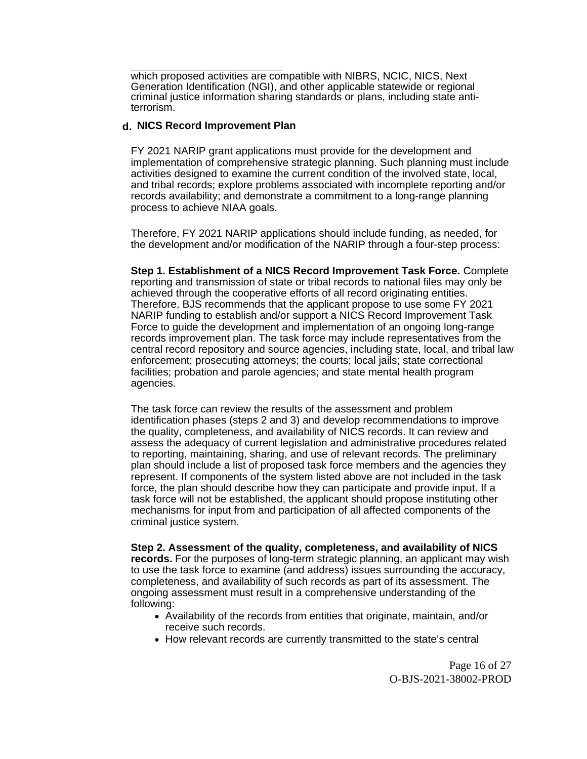which proposed activities are compatible with NIBRS, NCIC, NICS, Next Generation Identification (NGI), and other applicable statewide or regional criminal justice information sharing standards or plans, including state anti-terrorism.

### d. NICS Record Improvement Plan

FY 2021 NARIP grant applications must provide for the development and implementation of comprehensive strategic planning. Such planning must include activities designed to examine the current condition of the involved state, local, and tribal records; explore problems associated with incomplete reporting and/or records availability; and demonstrate a commitment to a long-range planning process to achieve NIAA goals.

Therefore, FY 2021 NARIP applications should include funding, as needed, for the development and/or modification of the NARIP through a four-step process:

**Step 1. Establishment of a NICS Record Improvement Task Force.** Complete reporting and transmission of state or tribal records to national files may only be achieved through the cooperative efforts of all record originating entities. Therefore, BJS recommends that the applicant propose to use some FY 2021 NARIP funding to establish and/or support a NICS Record Improvement Task Force to guide the development and implementation of an ongoing long-range records improvement plan. The task force may include representatives from the central record repository and source agencies, including state, local, and tribal law enforcement; prosecuting attorneys; the courts; local jails; state correctional facilities; probation and parole agencies; and state mental health program agencies.

The task force can review the results of the assessment and problem identification phases (steps 2 and 3) and develop recommendations to improve the quality, completeness, and availability of NICS records. It can review and assess the adequacy of current legislation and administrative procedures related to reporting, maintaining, sharing, and use of relevant records. The preliminary plan should include a list of proposed task force members and the agencies they represent. If components of the system listed above are not included in the task force, the plan should describe how they can participate and provide input. If a task force will not be established, the applicant should propose instituting other mechanisms for input from and participation of all affected components of the criminal justice system.

**Step 2. Assessment of the quality, completeness, and availability of NICS records.** For the purposes of long-term strategic planning, an applicant may wish to use the task force to examine (and address) issues surrounding the accuracy, completeness, and availability of such records as part of its assessment. The ongoing assessment must result in a comprehensive understanding of the following:

- Availability of the records from entities that originate, maintain, and/or receive such records.
- How relevant records are currently transmitted to the state's central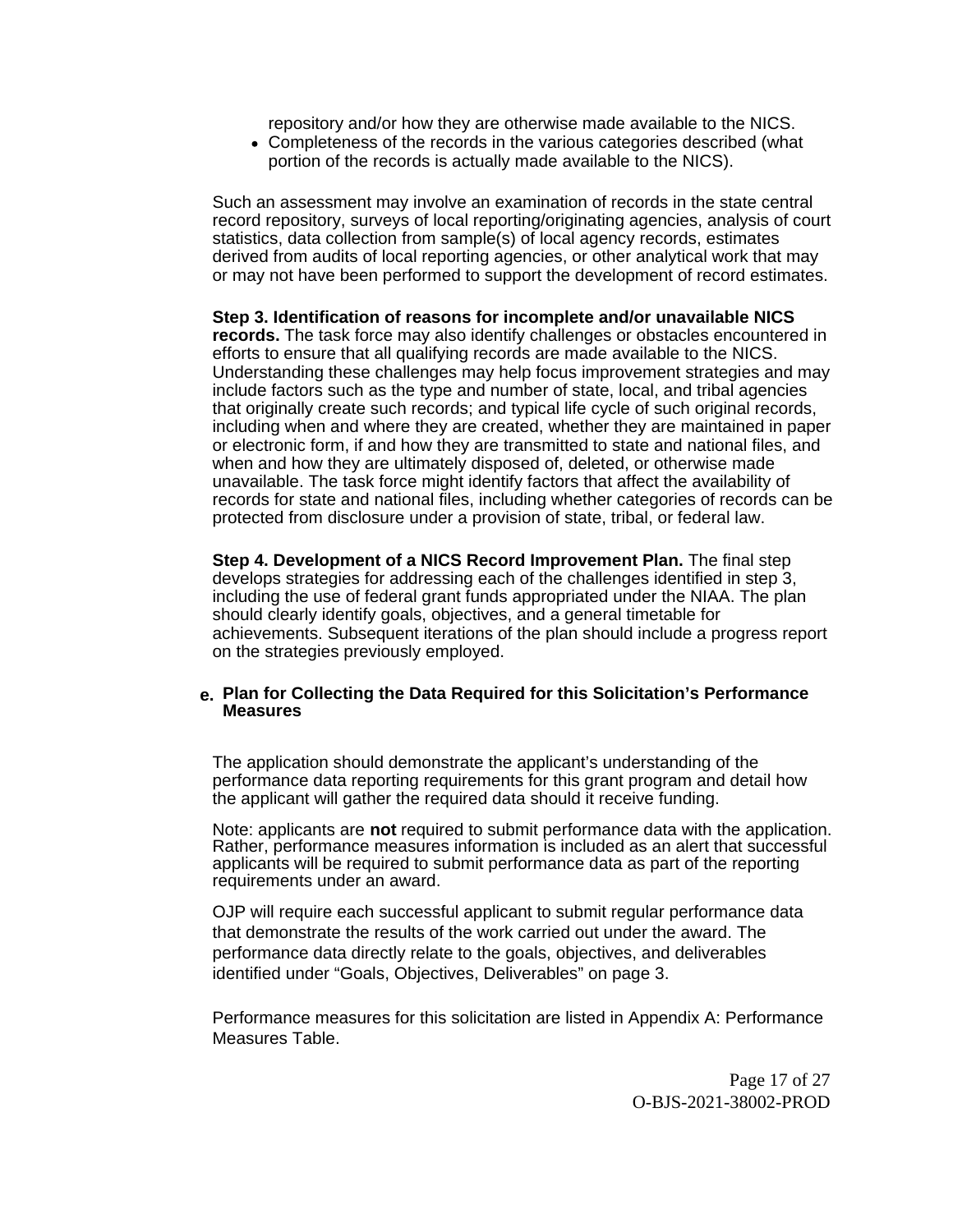repository and/or how they are otherwise made available to the NICS.

- Completeness of the records in the various categories described (what portion of the records is actually made available to the NICS).

Such an assessment may involve an examination of records in the state central record repository, surveys of local reporting/originating agencies, analysis of court statistics, data collection from sample(s) of local agency records, estimates derived from audits of local reporting agencies, or other analytical work that may or may not have been performed to support the development of record estimates.

**Step 3. Identification of reasons for incomplete and/or unavailable NICS records.** The task force may also identify challenges or obstacles encountered in efforts to ensure that all qualifying records are made available to the NICS. Understanding these challenges may help focus improvement strategies and may include factors such as the type and number of state, local, and tribal agencies that originally create such records; and typical life cycle of such original records, including when and where they are created, whether they are maintained in paper or electronic form, if and how they are transmitted to state and national files, and when and how they are ultimately disposed of, deleted, or otherwise made unavailable. The task force might identify factors that affect the availability of records for state and national files, including whether categories of records can be protected from disclosure under a provision of state, tribal, or federal law.

**Step 4. Development of a NICS Record Improvement Plan.** The final step develops strategies for addressing each of the challenges identified in step 3, including the use of federal grant funds appropriated under the NIAA. The plan should clearly identify goals, objectives, and a general timetable for achievements. Subsequent iterations of the plan should include a progress report on the strategies previously employed.

### e. Plan for Collecting the Data Required for this Solicitation's Performance Measures

The application should demonstrate the applicant's understanding of the performance data reporting requirements for this grant program and detail how the applicant will gather the required data should it receive funding.

Note: applicants are **not** required to submit performance data with the application. Rather, performance measures information is included as an alert that successful applicants will be required to submit performance data as part of the reporting requirements under an award.

OJP will require each successful applicant to submit regular performance data that demonstrate the results of the work carried out under the award. The performance data directly relate to the goals, objectives, and deliverables identified under "Goals, Objectives, Deliverables" on page 3.

Performance measures for this solicitation are listed in Appendix A: Performance Measures Table.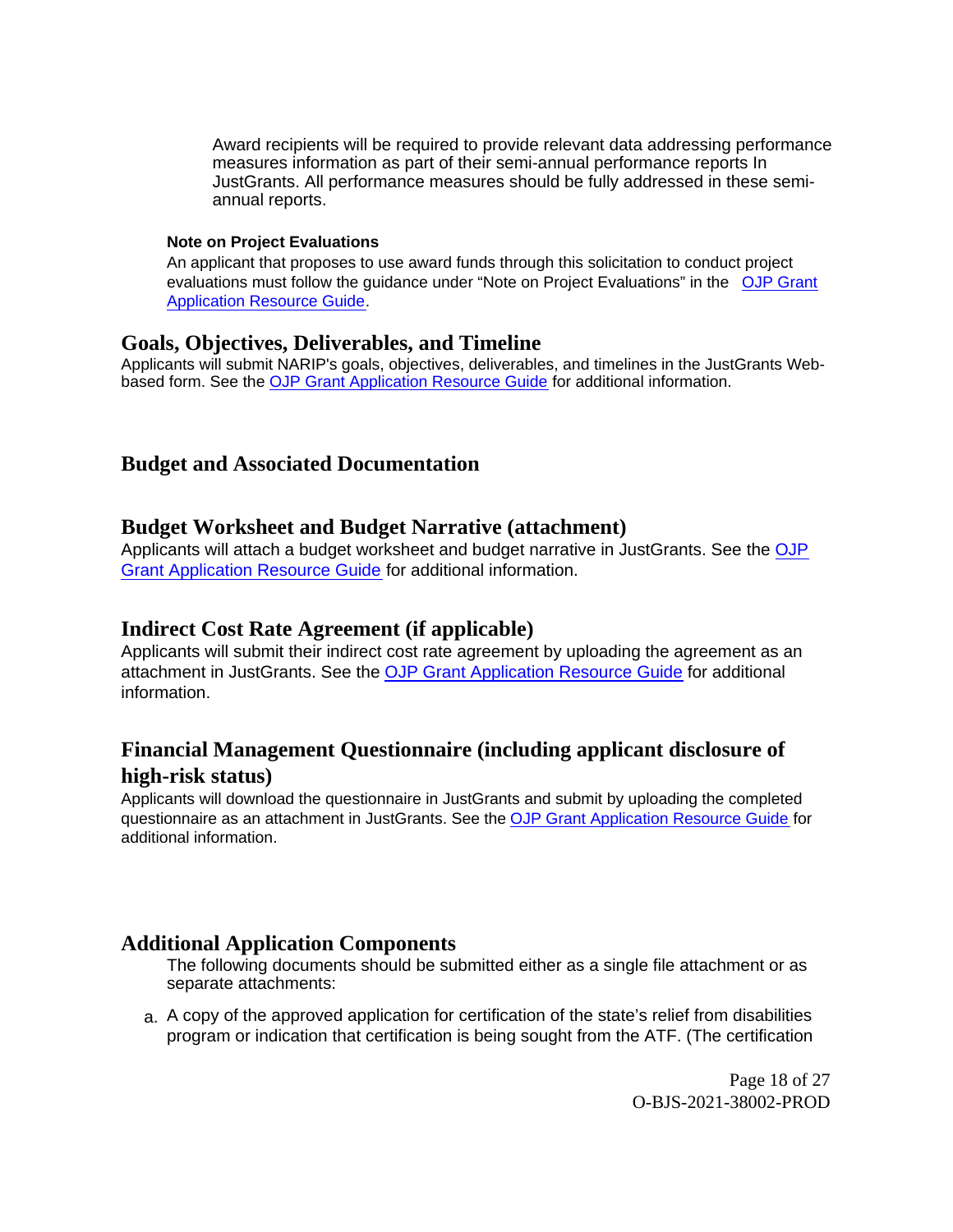Award recipients will be required to provide relevant data addressing performance measures information as part of their semi-annual performance reports In JustGrants. All performance measures should be fully addressed in these semi-annual reports.

**Note on Project Evaluations**

An applicant that proposes to use award funds through this solicitation to conduct project evaluations must follow the guidance under "Note on Project Evaluations" in the OJP Grant Application Resource Guide.

## Goals, Objectives, Deliverables, and Timeline

Applicants will submit NARIP's goals, objectives, deliverables, and timelines in the JustGrants Web-based form. See the OJP Grant Application Resource Guide for additional information.

## Budget and Associated Documentation

### Budget Worksheet and Budget Narrative (attachment)

Applicants will attach a budget worksheet and budget narrative in JustGrants. See the OJP Grant Application Resource Guide for additional information.

### Indirect Cost Rate Agreement (if applicable)

Applicants will submit their indirect cost rate agreement by uploading the agreement as an attachment in JustGrants. See the OJP Grant Application Resource Guide for additional information.

### Financial Management Questionnaire (including applicant disclosure of high-risk status)

Applicants will download the questionnaire in JustGrants and submit by uploading the completed questionnaire as an attachment in JustGrants. See the OJP Grant Application Resource Guide for additional information.

## Additional Application Components

The following documents should be submitted either as a single file attachment or as separate attachments:

a. A copy of the approved application for certification of the state's relief from disabilities program or indication that certification is being sought from the ATF. (The certification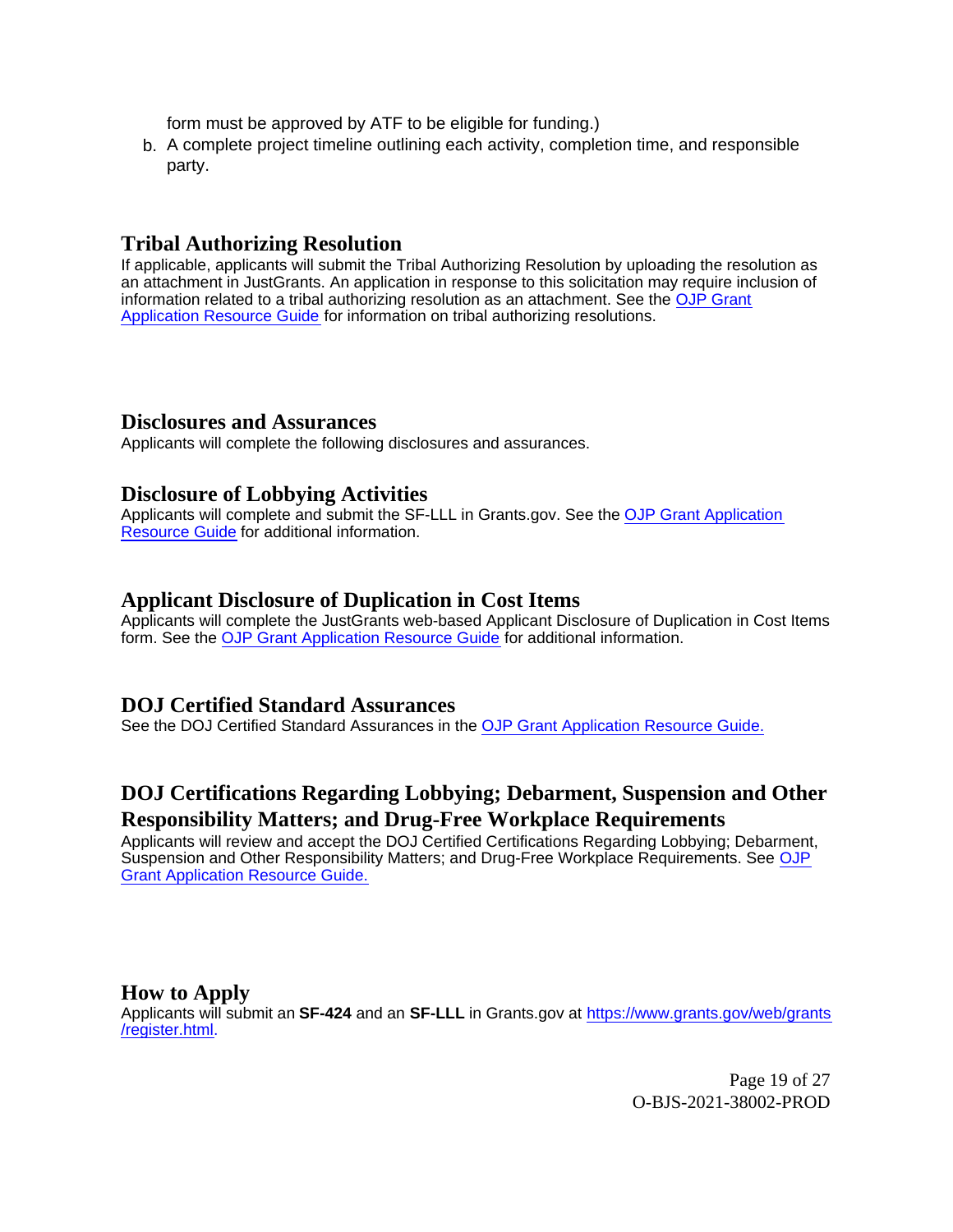form must be approved by ATF to be eligible for funding.)

b. A complete project timeline outlining each activity, completion time, and responsible party.

## Tribal Authorizing Resolution

If applicable, applicants will submit the Tribal Authorizing Resolution by uploading the resolution as an attachment in JustGrants. An application in response to this solicitation may require inclusion of information related to a tribal authorizing resolution as an attachment. See the [OJP Grant Application Resource Guide](https://www.ojp.gov/funding/apply/ojp-grant-application-resource-guide) for information on tribal authorizing resolutions.

## Disclosures and Assurances

Applicants will complete the following disclosures and assurances.

## Disclosure of Lobbying Activities

Applicants will complete and submit the SF-LLL in Grants.gov. See the [OJP Grant Application Resource Guide](https://www.ojp.gov/funding/apply/ojp-grant-application-resource-guide) for additional information.

## Applicant Disclosure of Duplication in Cost Items

Applicants will complete the JustGrants web-based Applicant Disclosure of Duplication in Cost Items form. See the [OJP Grant Application Resource Guide](https://www.ojp.gov/funding/apply/ojp-grant-application-resource-guide) for additional information.

## DOJ Certified Standard Assurances

See the DOJ Certified Standard Assurances in the [OJP Grant Application Resource Guide.](https://www.ojp.gov/funding/apply/ojp-grant-application-resource-guide)

## DOJ Certifications Regarding Lobbying; Debarment, Suspension and Other Responsibility Matters; and Drug-Free Workplace Requirements

Applicants will review and accept the DOJ Certified Certifications Regarding Lobbying; Debarment, Suspension and Other Responsibility Matters; and Drug-Free Workplace Requirements. See [OJP Grant Application Resource Guide.](https://www.ojp.gov/funding/apply/ojp-grant-application-resource-guide)

## How to Apply

Applicants will submit an **SF-424** and an **SF-LLL** in Grants.gov at [https://www.grants.gov/web/grants/register.html](https://www.grants.gov/web/grants/register.html).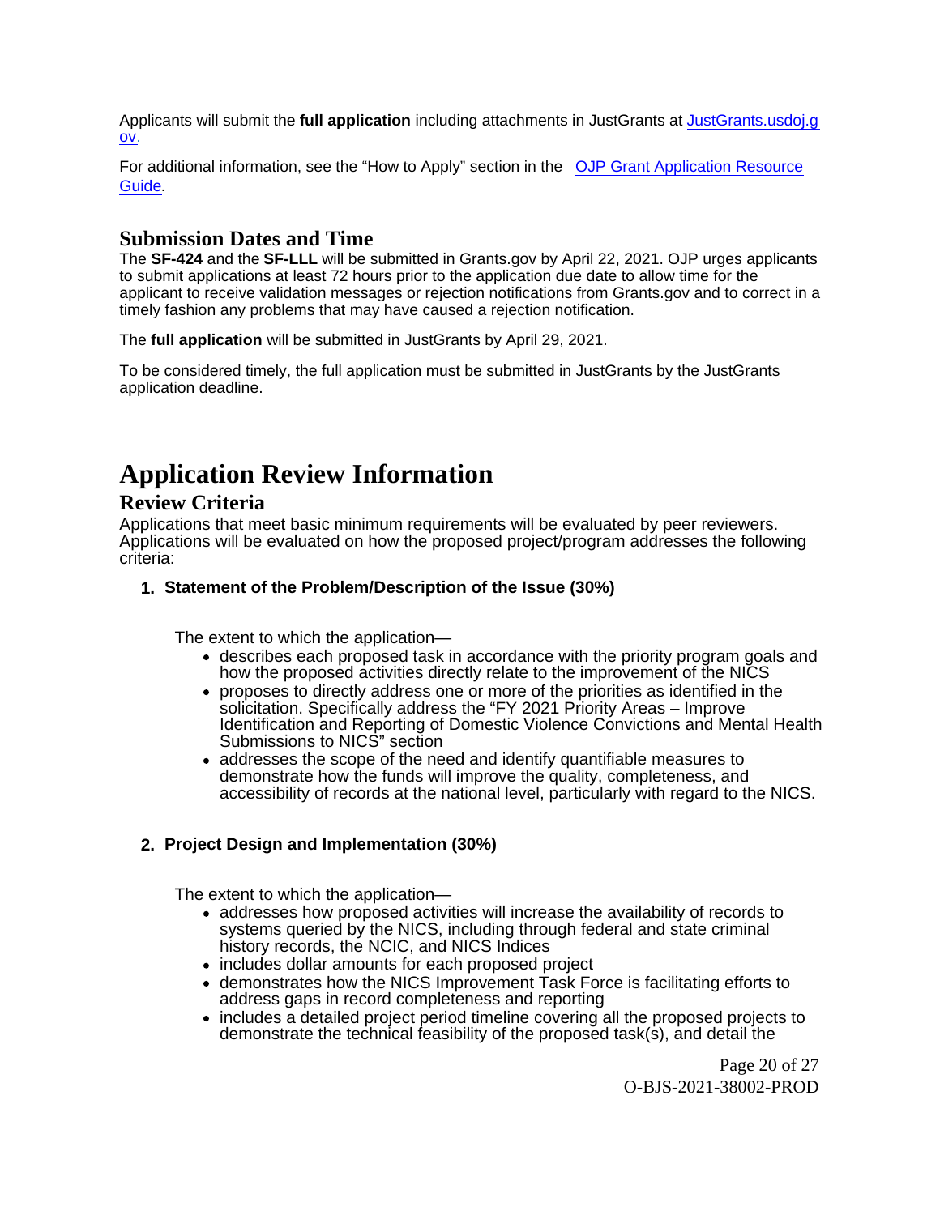Applicants will submit the **full application** including attachments in JustGrants at [JustGrants.usdoj.gov](JustGrants.usdoj.gov).

For additional information, see the "How to Apply" section in the [OJP Grant Application Resource Guide](OJP Grant Application Resource Guide).

## Submission Dates and Time

The **SF-424** and the **SF-LLL** will be submitted in Grants.gov by April 22, 2021. OJP urges applicants to submit applications at least 72 hours prior to the application due date to allow time for the applicant to receive validation messages or rejection notifications from Grants.gov and to correct in a timely fashion any problems that may have caused a rejection notification.

The **full application** will be submitted in JustGrants by April 29, 2021.

To be considered timely, the full application must be submitted in JustGrants by the JustGrants application deadline.

# Application Review Information

## Review Criteria

Applications that meet basic minimum requirements will be evaluated by peer reviewers. Applications will be evaluated on how the proposed project/program addresses the following criteria:

1. **Statement of the Problem/Description of the Issue (30%)**

   The extent to which the application—
   - describes each proposed task in accordance with the priority program goals and how the proposed activities directly relate to the improvement of the NICS
   - proposes to directly address one or more of the priorities as identified in the solicitation. Specifically address the "FY 2021 Priority Areas – Improve Identification and Reporting of Domestic Violence Convictions and Mental Health Submissions to NICS" section
   - addresses the scope of the need and identify quantifiable measures to demonstrate how the funds will improve the quality, completeness, and accessibility of records at the national level, particularly with regard to the NICS.

2. **Project Design and Implementation (30%)**

   The extent to which the application—
   - addresses how proposed activities will increase the availability of records to systems queried by the NICS, including through federal and state criminal history records, the NCIC, and NICS Indices
   - includes dollar amounts for each proposed project
   - demonstrates how the NICS Improvement Task Force is facilitating efforts to address gaps in record completeness and reporting
   - includes a detailed project period timeline covering all the proposed projects to demonstrate the technical feasibility of the proposed task(s), and detail the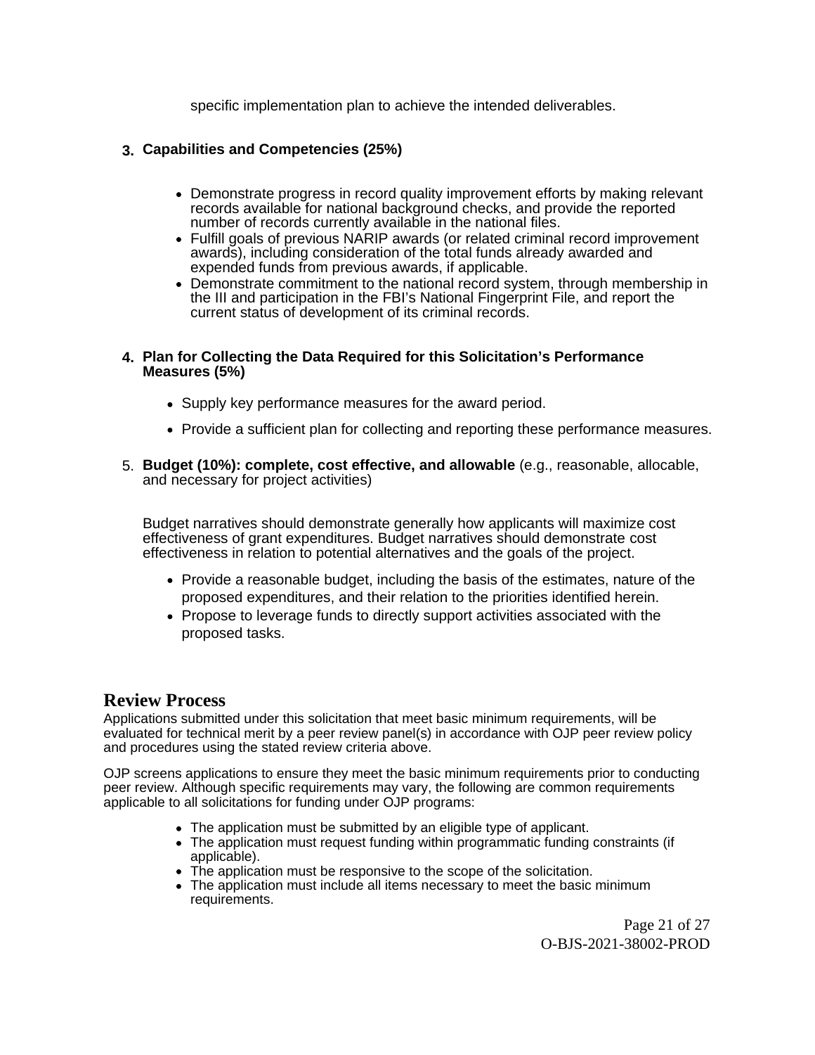specific implementation plan to achieve the intended deliverables.

3. **Capabilities and Competencies (25%)**

   - Demonstrate progress in record quality improvement efforts by making relevant records available for national background checks, and provide the reported number of records currently available in the national files.
   - Fulfill goals of previous NARIP awards (or related criminal record improvement awards), including consideration of the total funds already awarded and expended funds from previous awards, if applicable.
   - Demonstrate commitment to the national record system, through membership in the III and participation in the FBI's National Fingerprint File, and report the current status of development of its criminal records.

4. **Plan for Collecting the Data Required for this Solicitation's Performance Measures (5%)**

   - Supply key performance measures for the award period.
   - Provide a sufficient plan for collecting and reporting these performance measures.

5. **Budget (10%): complete, cost effective, and allowable** (e.g., reasonable, allocable, and necessary for project activities)

   Budget narratives should demonstrate generally how applicants will maximize cost effectiveness of grant expenditures. Budget narratives should demonstrate cost effectiveness in relation to potential alternatives and the goals of the project.

   - Provide a reasonable budget, including the basis of the estimates, nature of the proposed expenditures, and their relation to the priorities identified herein.
   - Propose to leverage funds to directly support activities associated with the proposed tasks.

## Review Process

Applications submitted under this solicitation that meet basic minimum requirements, will be evaluated for technical merit by a peer review panel(s) in accordance with OJP peer review policy and procedures using the stated review criteria above.

OJP screens applications to ensure they meet the basic minimum requirements prior to conducting peer review. Although specific requirements may vary, the following are common requirements applicable to all solicitations for funding under OJP programs:

- The application must be submitted by an eligible type of applicant.
- The application must request funding within programmatic funding constraints (if applicable).
- The application must be responsive to the scope of the solicitation.
- The application must include all items necessary to meet the basic minimum requirements.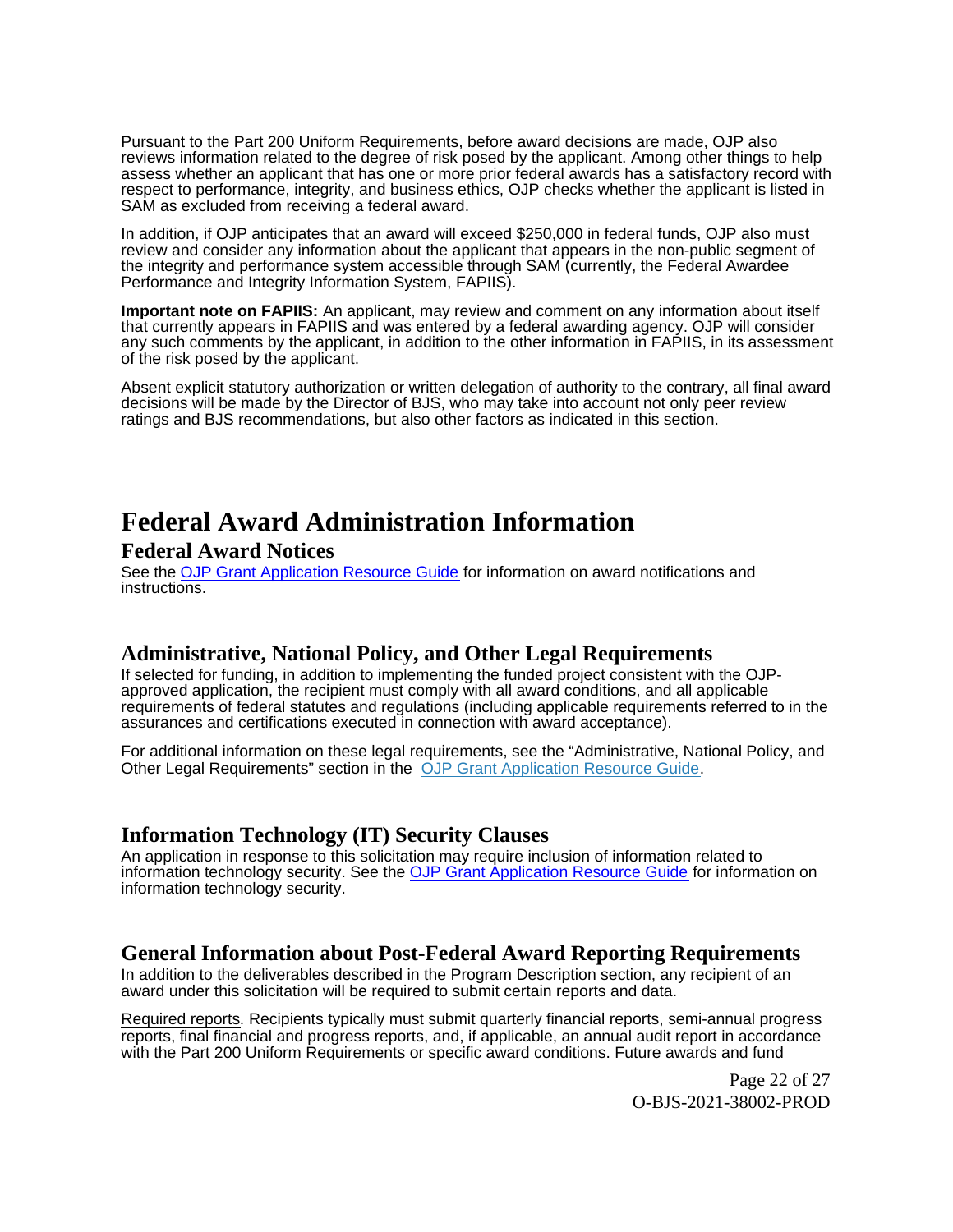Pursuant to the Part 200 Uniform Requirements, before award decisions are made, OJP also reviews information related to the degree of risk posed by the applicant. Among other things to help assess whether an applicant that has one or more prior federal awards has a satisfactory record with respect to performance, integrity, and business ethics, OJP checks whether the applicant is listed in SAM as excluded from receiving a federal award.

In addition, if OJP anticipates that an award will exceed $250,000 in federal funds, OJP also must review and consider any information about the applicant that appears in the non-public segment of the integrity and performance system accessible through SAM (currently, the Federal Awardee Performance and Integrity Information System, FAPIIS).

**Important note on FAPIIS:** An applicant, may review and comment on any information about itself that currently appears in FAPIIS and was entered by a federal awarding agency. OJP will consider any such comments by the applicant, in addition to the other information in FAPIIS, in its assessment of the risk posed by the applicant.

Absent explicit statutory authorization or written delegation of authority to the contrary, all final award decisions will be made by the Director of BJS, who may take into account not only peer review ratings and BJS recommendations, but also other factors as indicated in this section.

# Federal Award Administration Information

## Federal Award Notices

See the OJP Grant Application Resource Guide for information on award notifications and instructions.

## Administrative, National Policy, and Other Legal Requirements

If selected for funding, in addition to implementing the funded project consistent with the OJP-approved application, the recipient must comply with all award conditions, and all applicable requirements of federal statutes and regulations (including applicable requirements referred to in the assurances and certifications executed in connection with award acceptance).

For additional information on these legal requirements, see the "Administrative, National Policy, and Other Legal Requirements" section in the OJP Grant Application Resource Guide.

## Information Technology (IT) Security Clauses

An application in response to this solicitation may require inclusion of information related to information technology security. See the OJP Grant Application Resource Guide for information on information technology security.

## General Information about Post-Federal Award Reporting Requirements

In addition to the deliverables described in the Program Description section, any recipient of an award under this solicitation will be required to submit certain reports and data.

Required reports. Recipients typically must submit quarterly financial reports, semi-annual progress reports, final financial and progress reports, and, if applicable, an annual audit report in accordance with the Part 200 Uniform Requirements or specific award conditions. Future awards and fund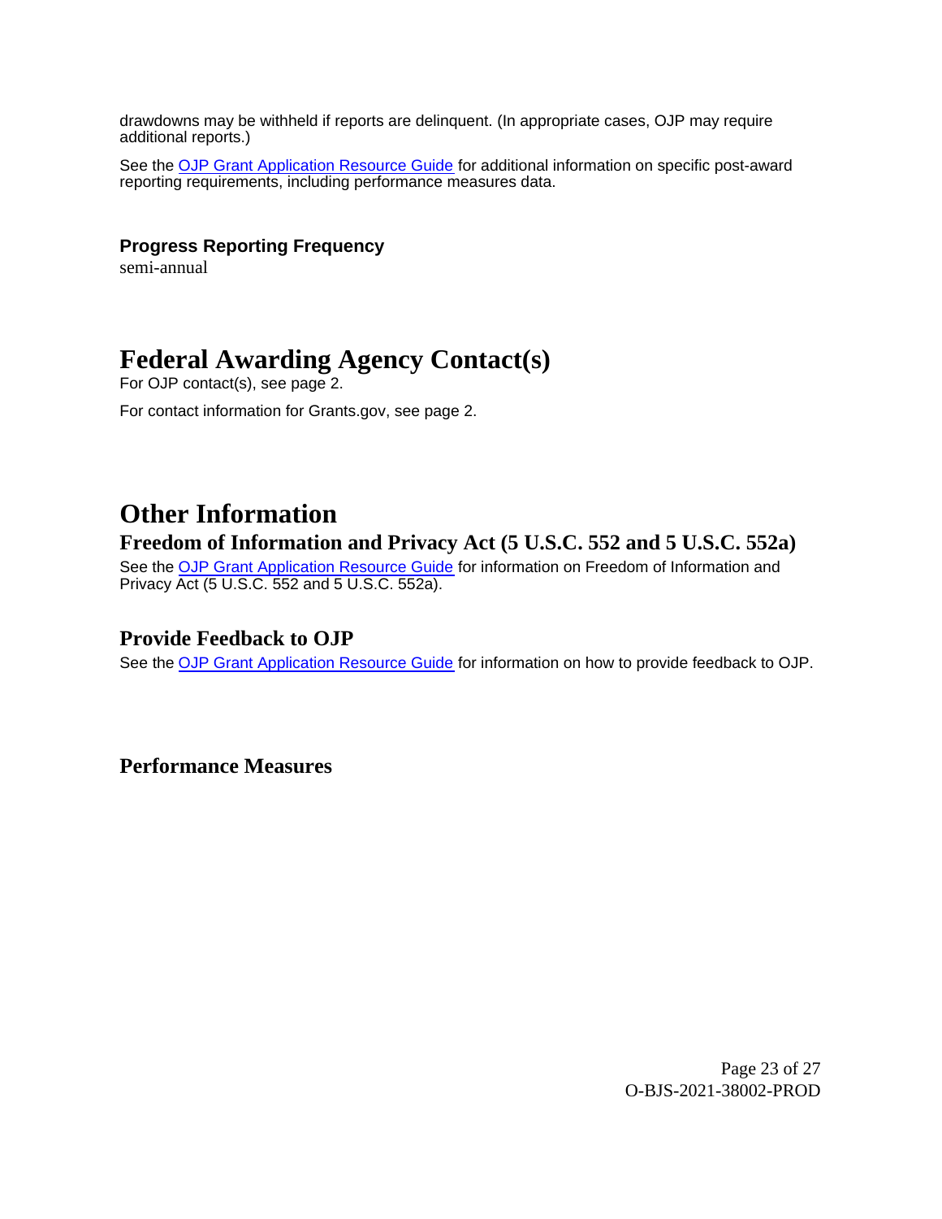drawdowns may be withheld if reports are delinquent. (In appropriate cases, OJP may require additional reports.)

See the [OJP Grant Application Resource Guide]() for additional information on specific post-award reporting requirements, including performance measures data.

### Progress Reporting Frequency

semi-annual

# Federal Awarding Agency Contact(s)

For OJP contact(s), see page 2.

For contact information for Grants.gov, see page 2.

# Other Information

## Freedom of Information and Privacy Act (5 U.S.C. 552 and 5 U.S.C. 552a)

See the [OJP Grant Application Resource Guide]() for information on Freedom of Information and Privacy Act (5 U.S.C. 552 and 5 U.S.C. 552a).

## Provide Feedback to OJP

See the [OJP Grant Application Resource Guide]() for information on how to provide feedback to OJP.

### Performance Measures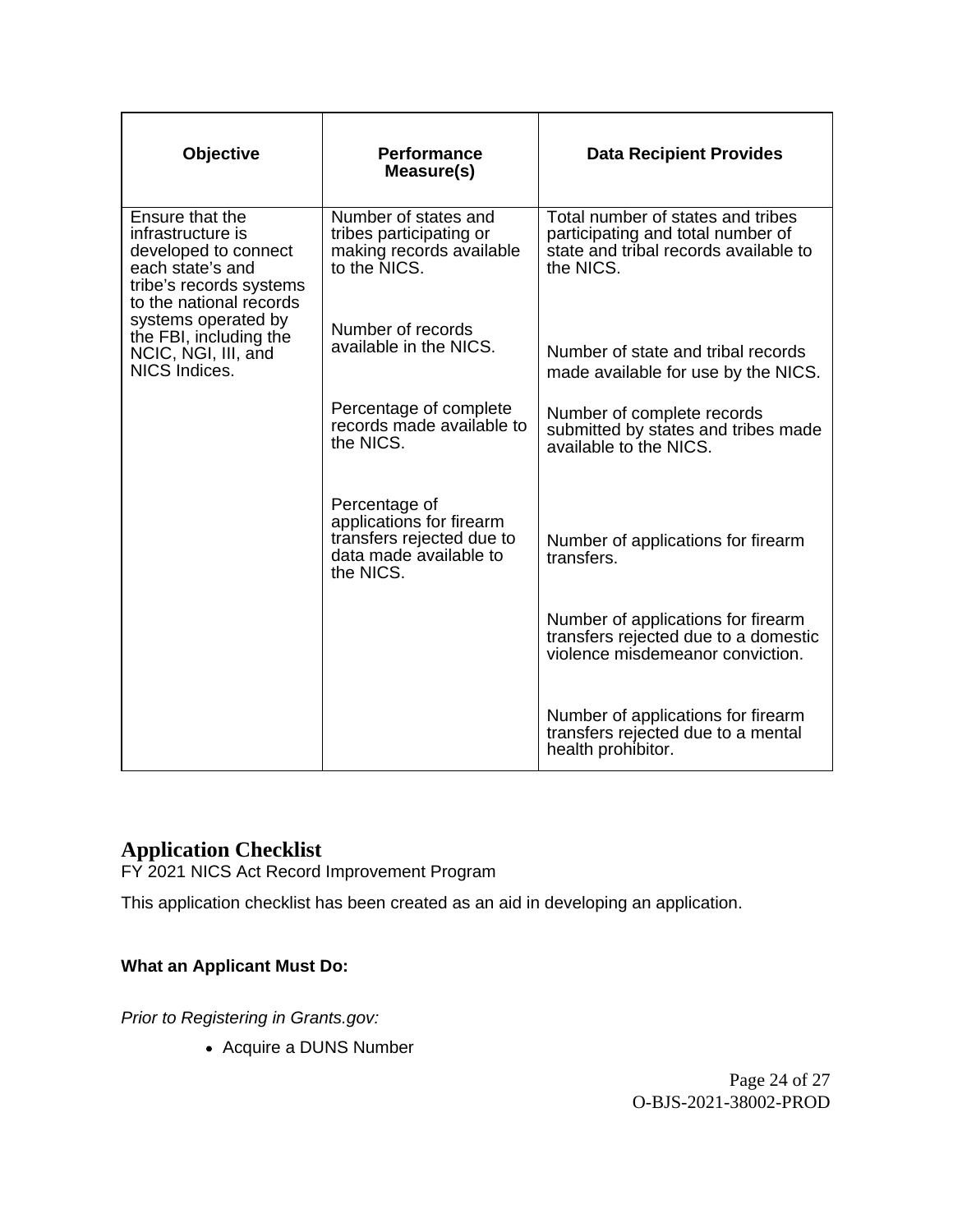| Objective | Performance Measure(s) | Data Recipient Provides |
|---|---|---|
| Ensure that the infrastructure is developed to connect each state's and tribe's records systems to the national records systems operated by the FBI, including the NCIC, NGI, III, and NICS Indices. | Number of states and tribes participating or making records available to the NICS. | Total number of states and tribes participating and total number of state and tribal records available to the NICS. |
| | Number of records available in the NICS. | Number of state and tribal records made available for use by the NICS. |
| | Percentage of complete records made available to the NICS. | Number of complete records submitted by states and tribes made available to the NICS. |
| | Percentage of applications for firearm transfers rejected due to data made available to the NICS. | Number of applications for firearm transfers. |
| | | Number of applications for firearm transfers rejected due to a domestic violence misdemeanor conviction. |
| | | Number of applications for firearm transfers rejected due to a mental health prohibitor. |

## Application Checklist

FY 2021 NICS Act Record Improvement Program

This application checklist has been created as an aid in developing an application.

**What an Applicant Must Do:**

*Prior to Registering in Grants.gov:*

- Acquire a DUNS Number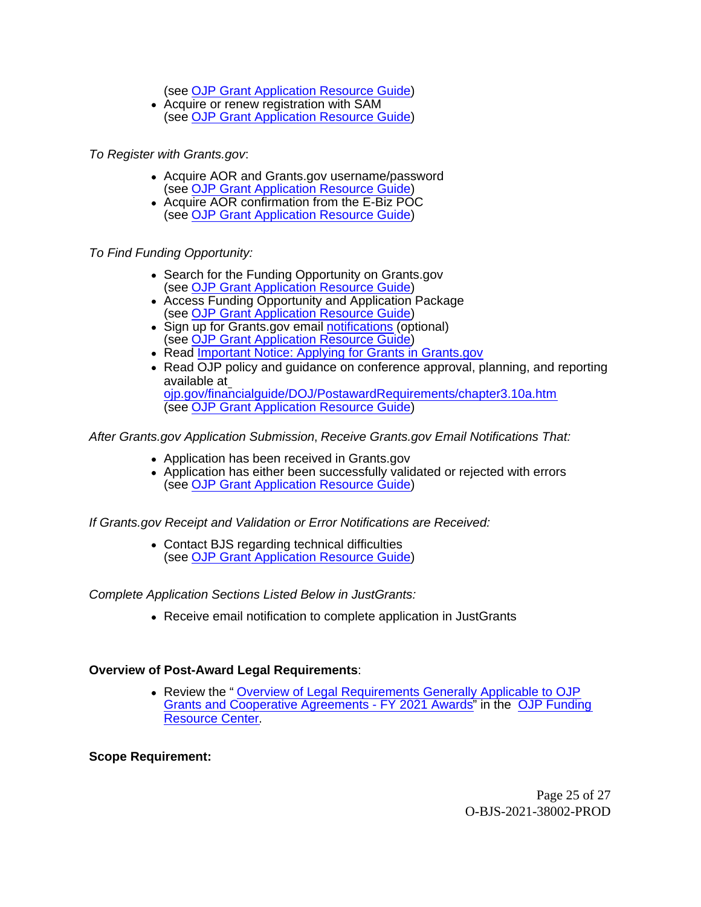(see OJP Grant Application Resource Guide)

- Acquire or renew registration with SAM
  (see OJP Grant Application Resource Guide)

*To Register with Grants.gov*:

- Acquire AOR and Grants.gov username/password
  (see OJP Grant Application Resource Guide)
- Acquire AOR confirmation from the E-Biz POC
  (see OJP Grant Application Resource Guide)

*To Find Funding Opportunity:*

- Search for the Funding Opportunity on Grants.gov
  (see OJP Grant Application Resource Guide)
- Access Funding Opportunity and Application Package
  (see OJP Grant Application Resource Guide)
- Sign up for Grants.gov email notifications (optional)
  (see OJP Grant Application Resource Guide)
- Read Important Notice: Applying for Grants in Grants.gov
- Read OJP policy and guidance on conference approval, planning, and reporting available at ojp.gov/financialguide/DOJ/PostawardRequirements/chapter3.10a.htm
  (see OJP Grant Application Resource Guide)

*After Grants.gov Application Submission, Receive Grants.gov Email Notifications That:*

- Application has been received in Grants.gov
- Application has either been successfully validated or rejected with errors
  (see OJP Grant Application Resource Guide)

*If Grants.gov Receipt and Validation or Error Notifications are Received:*

- Contact BJS regarding technical difficulties
  (see OJP Grant Application Resource Guide)

*Complete Application Sections Listed Below in JustGrants:*

- Receive email notification to complete application in JustGrants

**Overview of Post-Award Legal Requirements**:

- Review the " Overview of Legal Requirements Generally Applicable to OJP Grants and Cooperative Agreements - FY 2021 Awards" in the OJP Funding Resource Center.

**Scope Requirement:**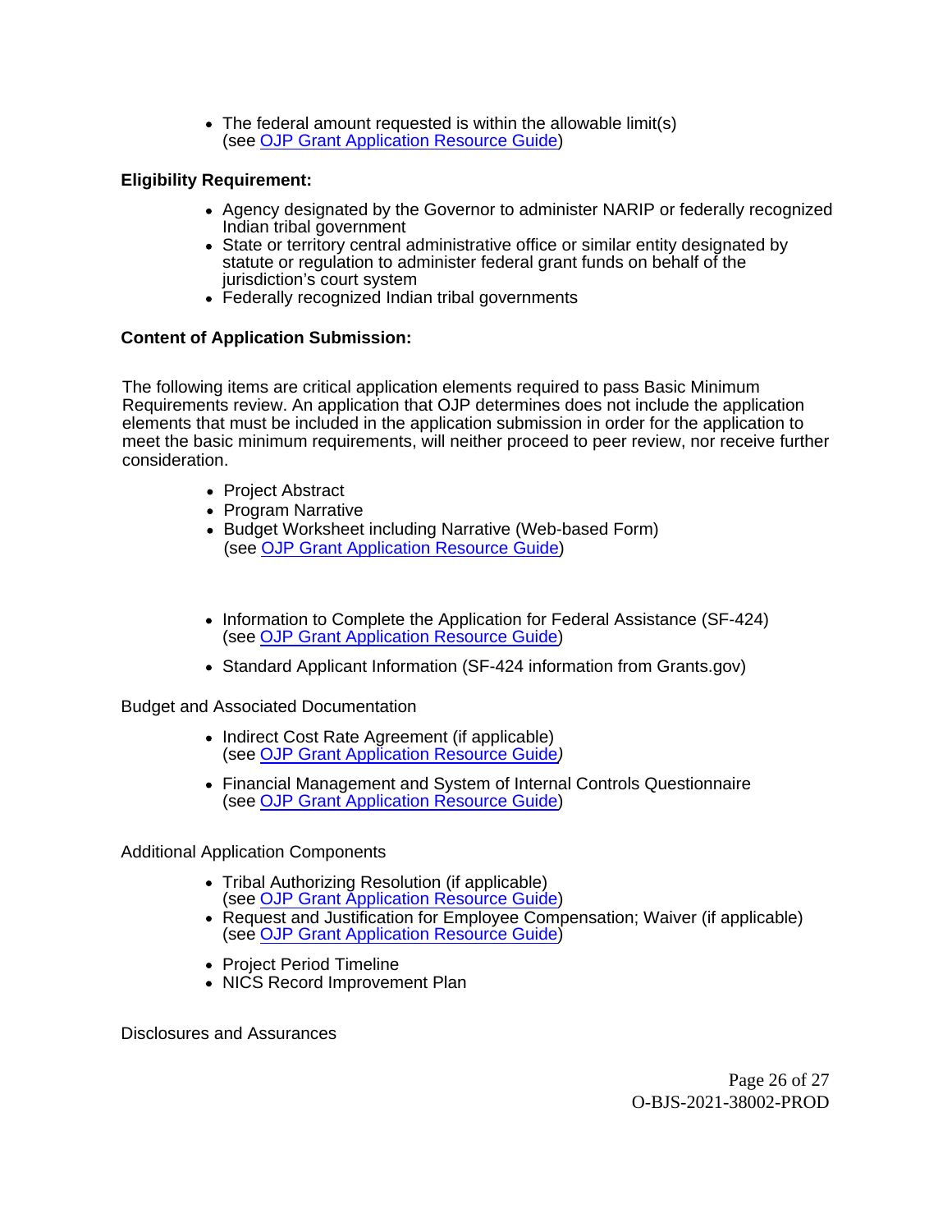- The federal amount requested is within the allowable limit(s) (see OJP Grant Application Resource Guide)

**Eligibility Requirement:**

- Agency designated by the Governor to administer NARIP or federally recognized Indian tribal government
- State or territory central administrative office or similar entity designated by statute or regulation to administer federal grant funds on behalf of the jurisdiction's court system
- Federally recognized Indian tribal governments

**Content of Application Submission:**

The following items are critical application elements required to pass Basic Minimum Requirements review. An application that OJP determines does not include the application elements that must be included in the application submission in order for the application to meet the basic minimum requirements, will neither proceed to peer review, nor receive further consideration.

- Project Abstract
- Program Narrative
- Budget Worksheet including Narrative (Web-based Form) (see OJP Grant Application Resource Guide)

- Information to Complete the Application for Federal Assistance (SF-424) (see OJP Grant Application Resource Guide)
- Standard Applicant Information (SF-424 information from Grants.gov)

Budget and Associated Documentation

- Indirect Cost Rate Agreement (if applicable) (see OJP Grant Application Resource Guide)
- Financial Management and System of Internal Controls Questionnaire (see OJP Grant Application Resource Guide)

Additional Application Components

- Tribal Authorizing Resolution (if applicable) (see OJP Grant Application Resource Guide)
- Request and Justification for Employee Compensation; Waiver (if applicable) (see OJP Grant Application Resource Guide)
- Project Period Timeline
- NICS Record Improvement Plan

Disclosures and Assurances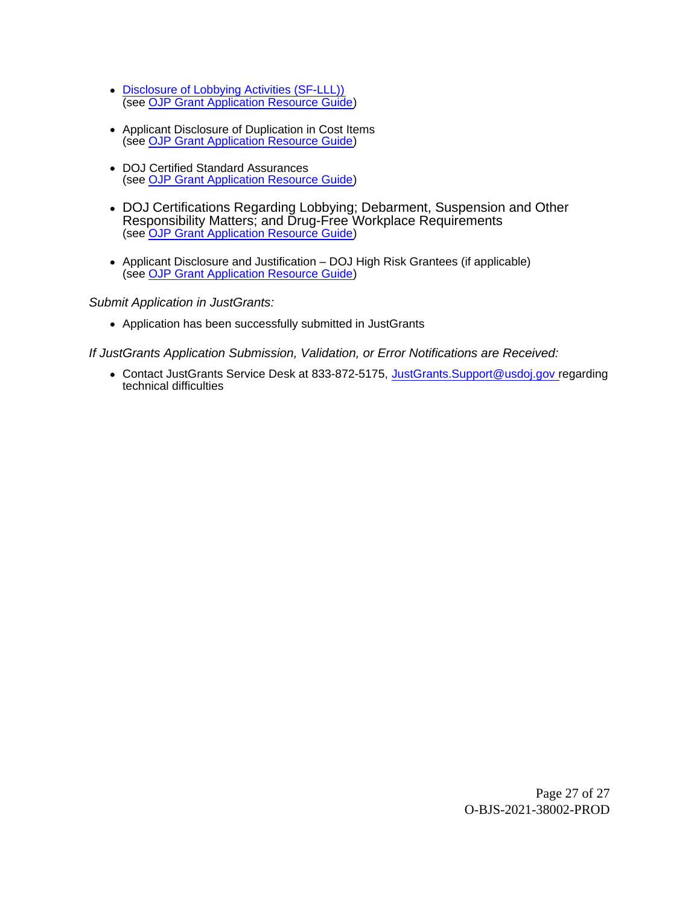- Disclosure of Lobbying Activities (SF-LLL))
  (see OJP Grant Application Resource Guide)

- Applicant Disclosure of Duplication in Cost Items
  (see OJP Grant Application Resource Guide)

- DOJ Certified Standard Assurances
  (see OJP Grant Application Resource Guide)

- DOJ Certifications Regarding Lobbying; Debarment, Suspension and Other Responsibility Matters; and Drug-Free Workplace Requirements
  (see OJP Grant Application Resource Guide)

- Applicant Disclosure and Justification – DOJ High Risk Grantees (if applicable)
  (see OJP Grant Application Resource Guide)

*Submit Application in JustGrants:*

- Application has been successfully submitted in JustGrants

*If JustGrants Application Submission, Validation, or Error Notifications are Received:*

- Contact JustGrants Service Desk at 833-872-5175, JustGrants.Support@usdoj.gov regarding technical difficulties